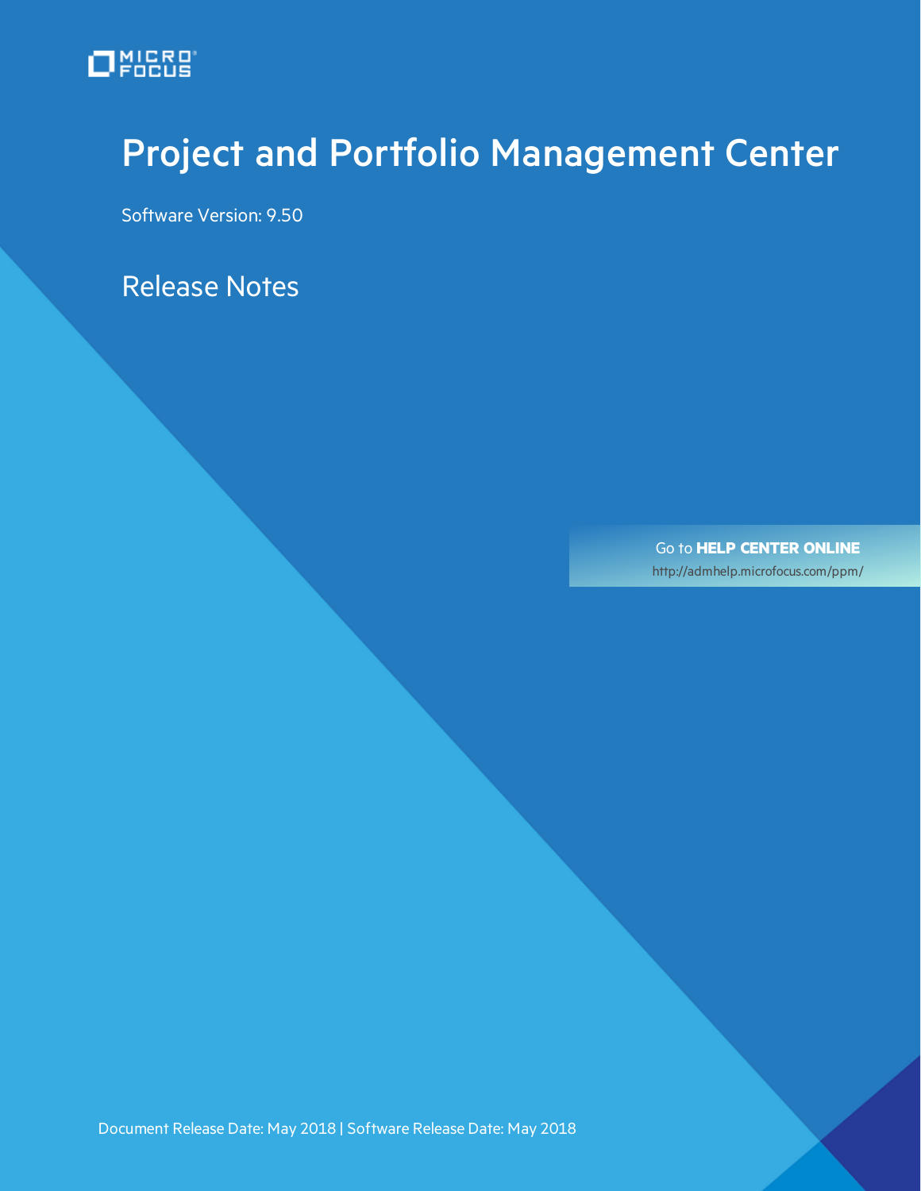MICRO FOCUS

# Project and Portfolio Management Center

Software Version: 9.50

## Release Notes

Go to **HELP CENTER ONLINE**

http://admhelp.microfocus.com/ppm/

Document Release Date: May 2018 | Software Release Date: May 2018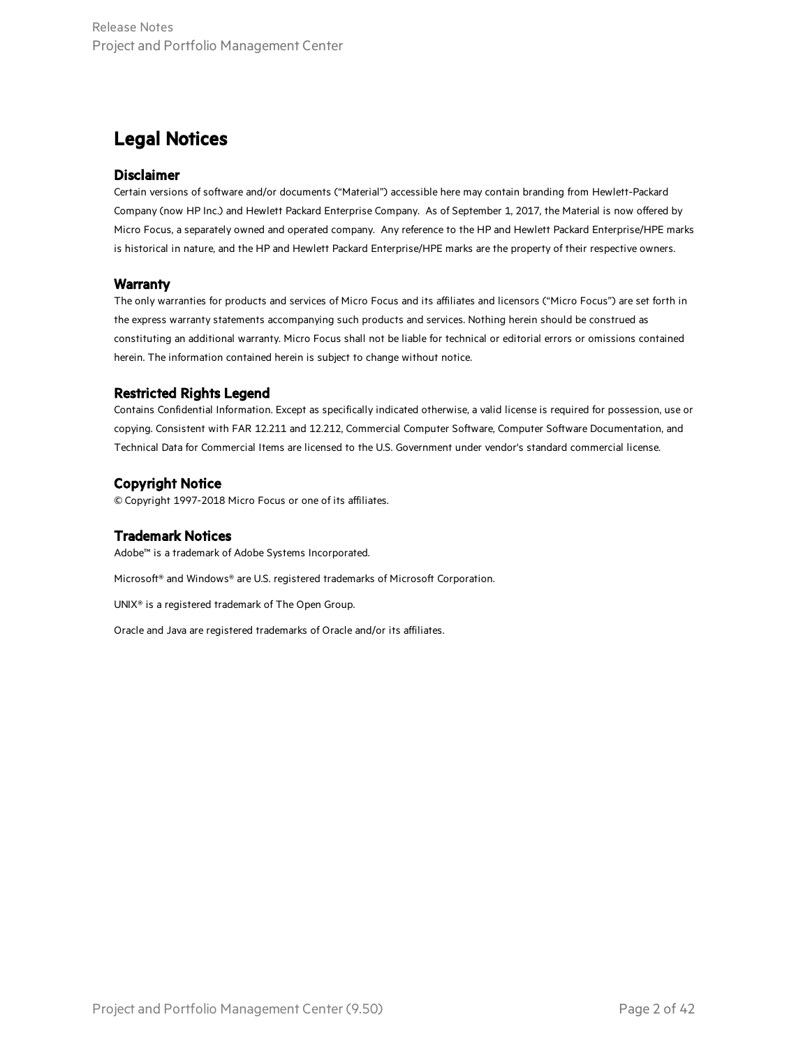# Legal Notices

## Disclaimer

Certain versions of software and/or documents ("Material") accessible here may contain branding from Hewlett-Packard Company (now HP Inc.) and Hewlett Packard Enterprise Company. As of September 1, 2017, the Material is now offered by Micro Focus, a separately owned and operated company. Any reference to the HP and Hewlett Packard Enterprise/HPE marks is historical in nature, and the HP and Hewlett Packard Enterprise/HPE marks are the property of their respective owners.

## Warranty

The only warranties for products and services of Micro Focus and its affiliates and licensors ("Micro Focus") are set forth in the express warranty statements accompanying such products and services. Nothing herein should be construed as constituting an additional warranty. Micro Focus shall not be liable for technical or editorial errors or omissions contained herein. The information contained herein is subject to change without notice.

## Restricted Rights Legend

Contains Confidential Information. Except as specifically indicated otherwise, a valid license is required for possession, use or copying. Consistent with FAR 12.211 and 12.212, Commercial Computer Software, Computer Software Documentation, and Technical Data for Commercial Items are licensed to the U.S. Government under vendor's standard commercial license.

## Copyright Notice

© Copyright 1997-2018 Micro Focus or one of its affiliates.

## Trademark Notices

Adobe™ is a trademark of Adobe Systems Incorporated.

Microsoft® and Windows® are U.S. registered trademarks of Microsoft Corporation.

UNIX® is a registered trademark of The Open Group.

Oracle and Java are registered trademarks of Oracle and/or its affiliates.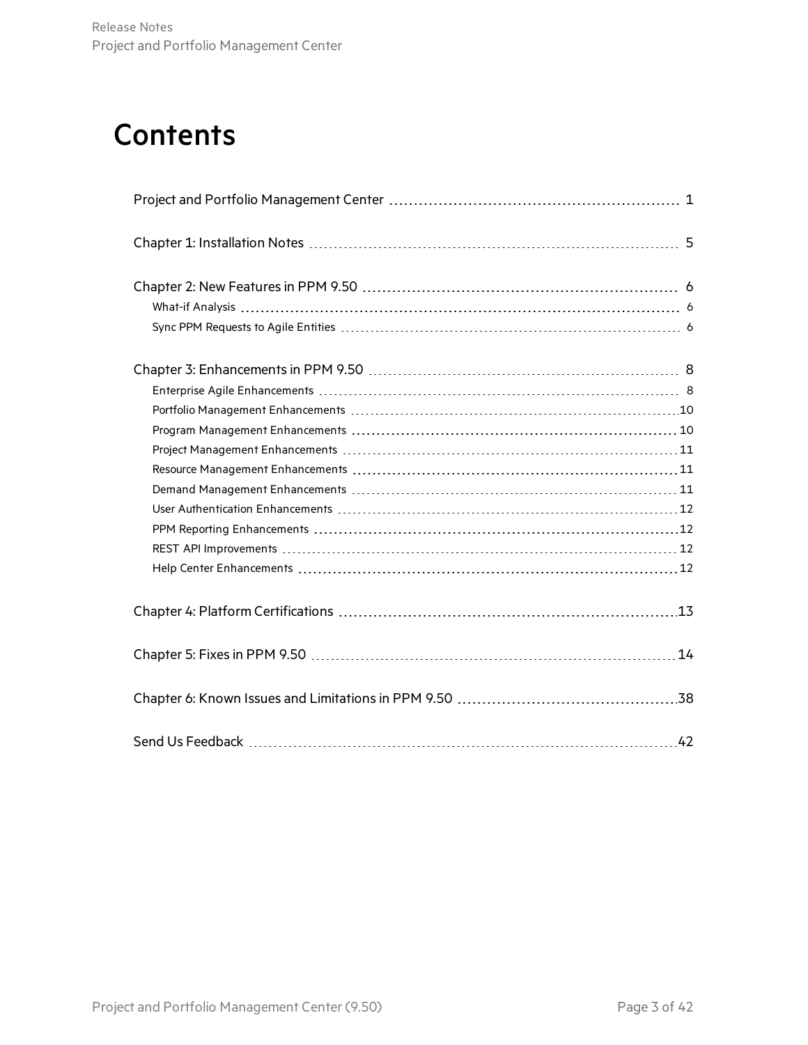# Contents

Project and Portfolio Management Center ........ 1

Chapter 1: Installation Notes ........ 5

Chapter 2: New Features in PPM 9.50 ........ 6

- What-if Analysis ........ 6
- Sync PPM Requests to Agile Entities ........ 6

Chapter 3: Enhancements in PPM 9.50 ........ 8

- Enterprise Agile Enhancements ........ 8
- Portfolio Management Enhancements ........ 10
- Program Management Enhancements ........ 10
- Project Management Enhancements ........ 11
- Resource Management Enhancements ........ 11
- Demand Management Enhancements ........ 11
- User Authentication Enhancements ........ 12
- PPM Reporting Enhancements ........ 12
- REST API Improvements ........ 12
- Help Center Enhancements ........ 12

Chapter 4: Platform Certifications ........ 13

Chapter 5: Fixes in PPM 9.50 ........ 14

Chapter 6: Known Issues and Limitations in PPM 9.50 ........ 38

Send Us Feedback ........ 42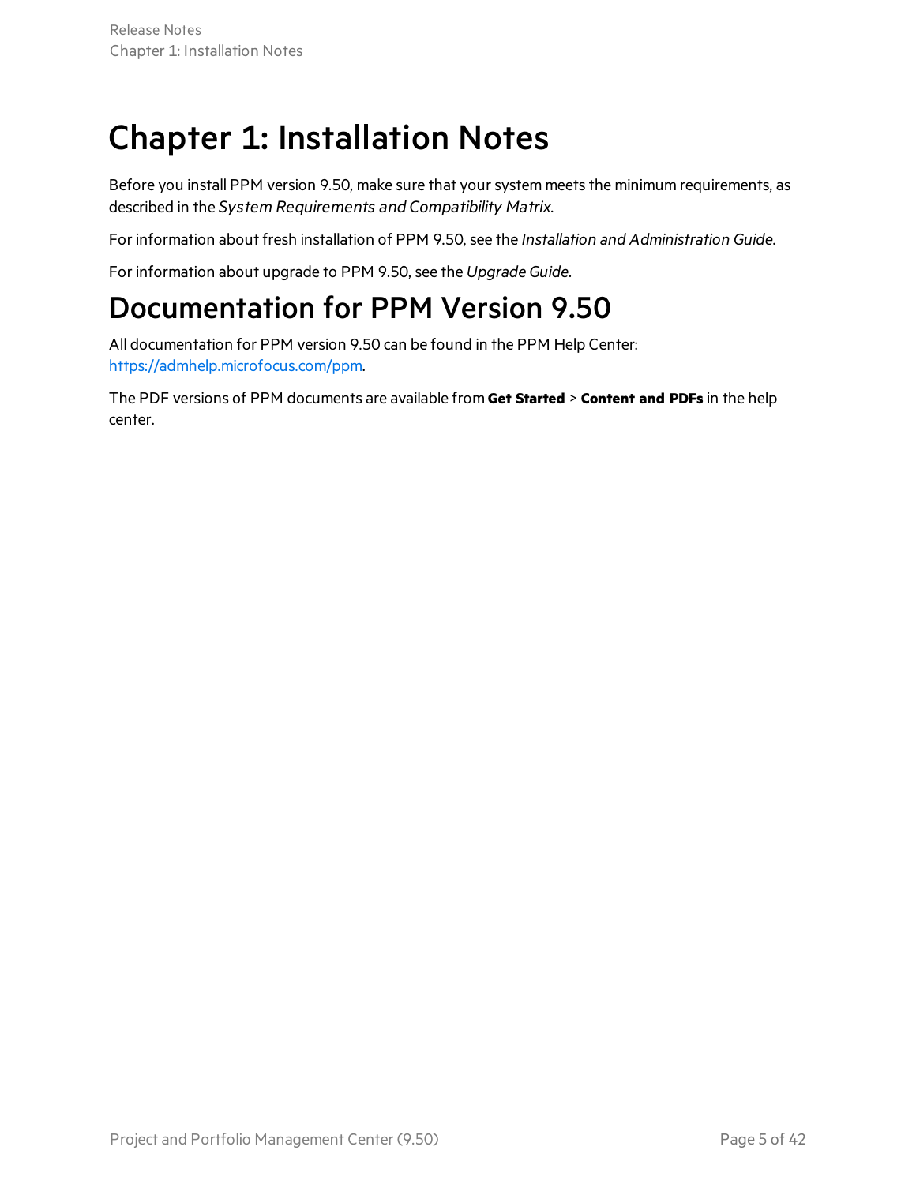# Chapter 1: Installation Notes

Before you install PPM version 9.50, make sure that your system meets the minimum requirements, as described in the *System Requirements and Compatibility Matrix*.

For information about fresh installation of PPM 9.50, see the *Installation and Administration Guide*.

For information about upgrade to PPM 9.50, see the *Upgrade Guide*.

# Documentation for PPM Version 9.50

All documentation for PPM version 9.50 can be found in the PPM Help Center: https://admhelp.microfocus.com/ppm.

The PDF versions of PPM documents are available from **Get Started** > **Content and PDFs** in the help center.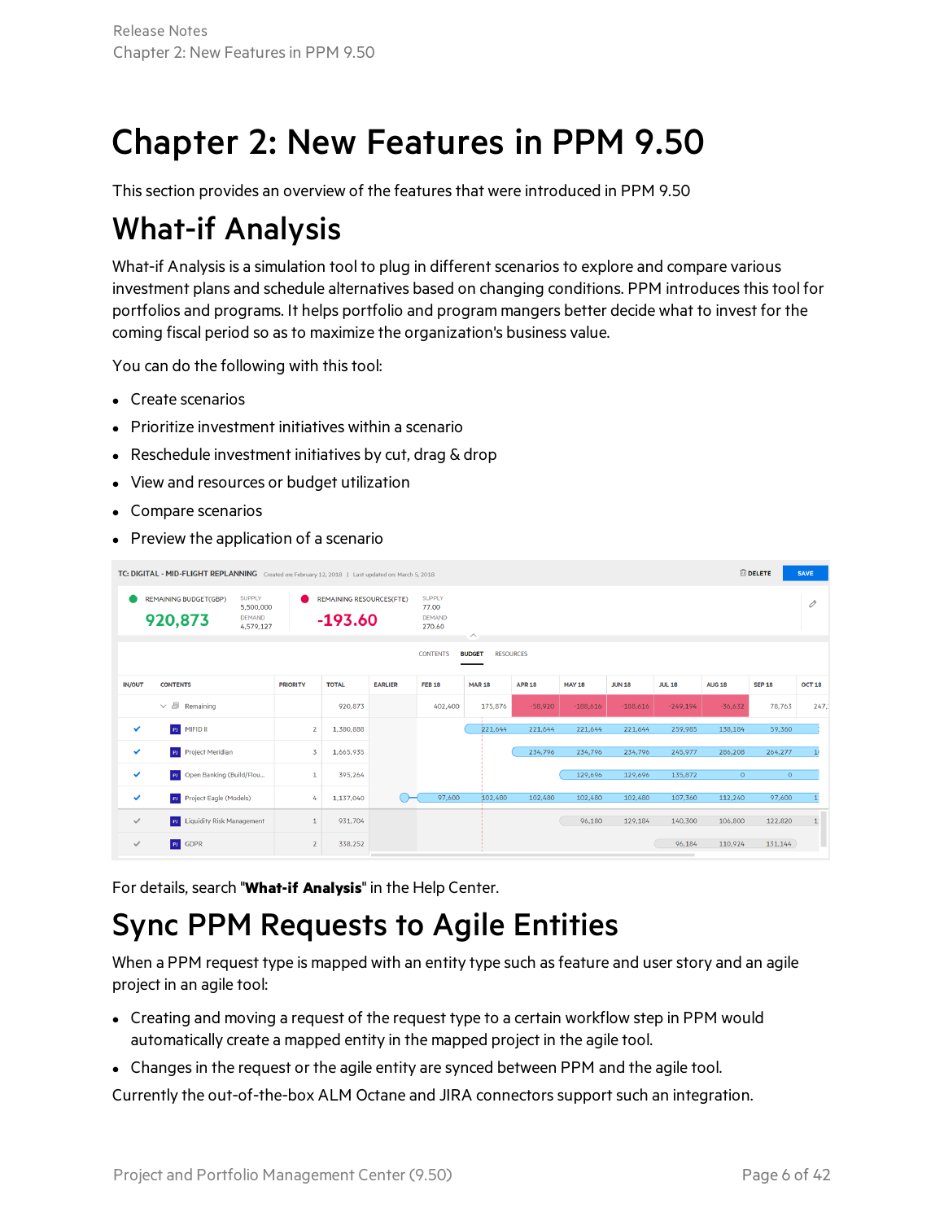# Chapter 2: New Features in PPM 9.50

This section provides an overview of the features that were introduced in PPM 9.50

## What-if Analysis

What-if Analysis is a simulation tool to plug in different scenarios to explore and compare various investment plans and schedule alternatives based on changing conditions. PPM introduces this tool for portfolios and programs. It helps portfolio and program mangers better decide what to invest for the coming fiscal period so as to maximize the organization's business value.

You can do the following with this tool:

- Create scenarios
- Prioritize investment initiatives within a scenario
- Reschedule investment initiatives by cut, drag & drop
- View and resources or budget utilization
- Compare scenarios
- Preview the application of a scenario

For details, search "**What-if Analysis**" in the Help Center.

## Sync PPM Requests to Agile Entities

When a PPM request type is mapped with an entity type such as feature and user story and an agile project in an agile tool:

- Creating and moving a request of the request type to a certain workflow step in PPM would automatically create a mapped entity in the mapped project in the agile tool.
- Changes in the request or the agile entity are synced between PPM and the agile tool.

Currently the out-of-the-box ALM Octane and JIRA connectors support such an integration.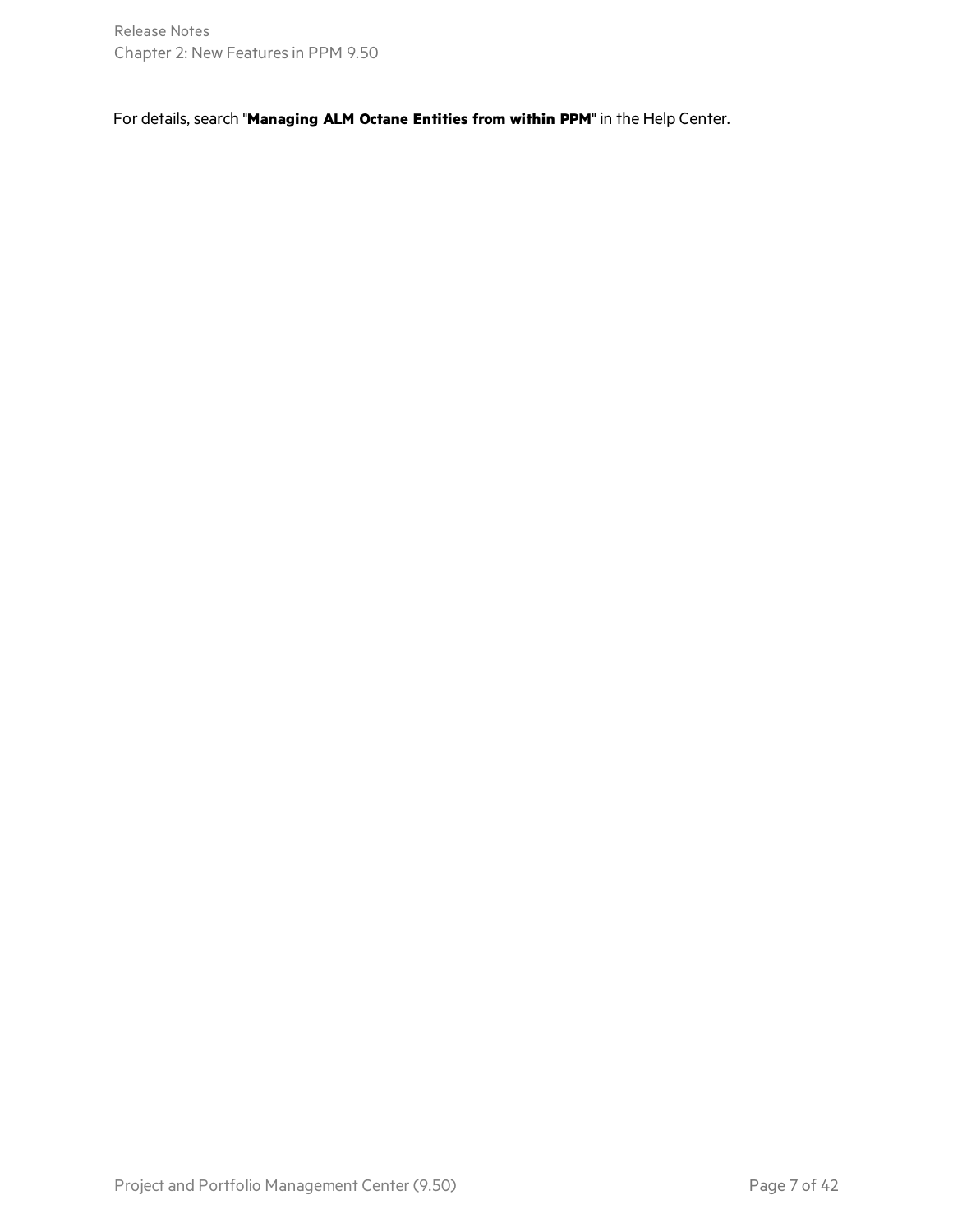For details, search "**Managing ALM Octane Entities from within PPM**" in the Help Center.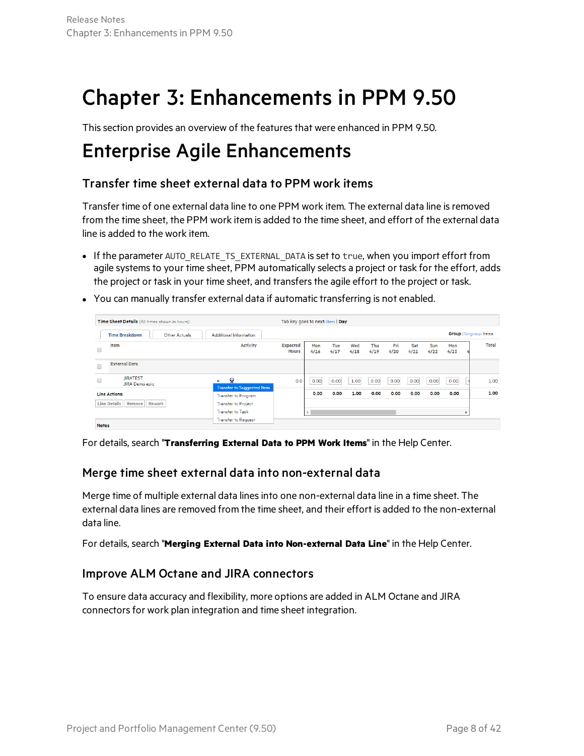# Chapter 3: Enhancements in PPM 9.50

This section provides an overview of the features that were enhanced in PPM 9.50.

# Enterprise Agile Enhancements

## Transfer time sheet external data to PPM work items

Transfer time of one external data line to one PPM work item. The external data line is removed from the time sheet, the PPM work item is added to the time sheet, and effort of the external data line is added to the work item.

- If the parameter `AUTO_RELATE_TS_EXTERNAL_DATA` is set to `true`, when you import effort from agile systems to your time sheet, PPM automatically selects a project or task for the effort, adds the project or task in your time sheet, and transfers the agile effort to the project or task.
- You can manually transfer external data if automatic transferring is not enabled.

For details, search "**Transferring External Data to PPM Work Items**" in the Help Center.

## Merge time sheet external data into non-external data

Merge time of multiple external data lines into one non-external data line in a time sheet. The external data lines are removed from the time sheet, and their effort is added to the non-external data line.

For details, search "**Merging External Data into Non-external Data Line**" in the Help Center.

## Improve ALM Octane and JIRA connectors

To ensure data accuracy and flexibility, more options are added in ALM Octane and JIRA connectors for work plan integration and time sheet integration.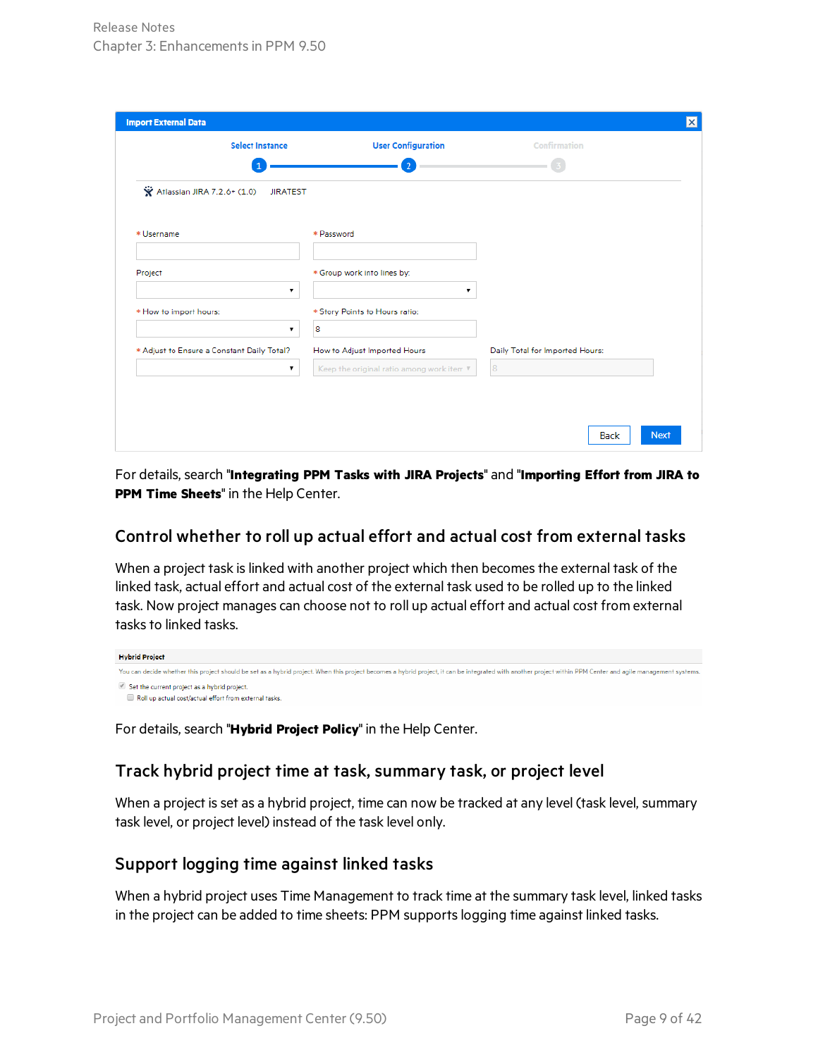For details, search "**Integrating PPM Tasks with JIRA Projects**" and "**Importing Effort from JIRA to PPM Time Sheets**" in the Help Center.

## Control whether to roll up actual effort and actual cost from external tasks

When a project task is linked with another project which then becomes the external task of the linked task, actual effort and actual cost of the external task used to be rolled up to the linked task. Now project manages can choose not to roll up actual effort and actual cost from external tasks to linked tasks.

For details, search "**Hybrid Project Policy**" in the Help Center.

## Track hybrid project time at task, summary task, or project level

When a project is set as a hybrid project, time can now be tracked at any level (task level, summary task level, or project level) instead of the task level only.

## Support logging time against linked tasks

When a hybrid project uses Time Management to track time at the summary task level, linked tasks in the project can be added to time sheets: PPM supports logging time against linked tasks.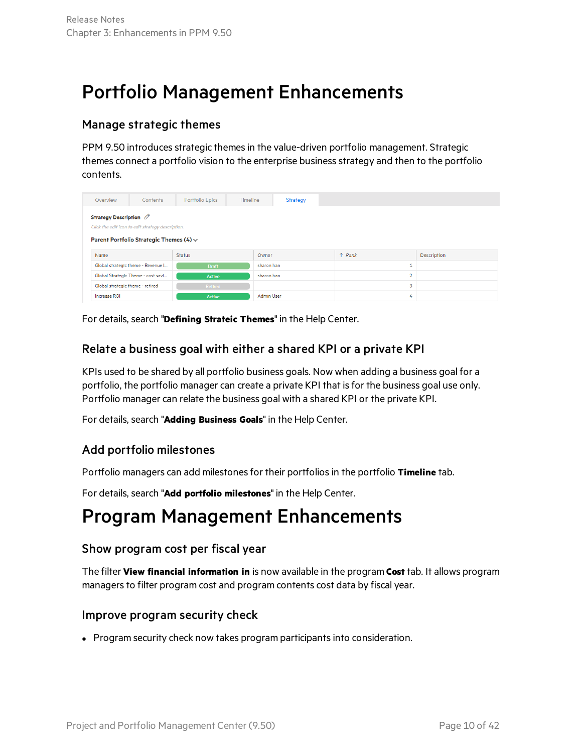# Portfolio Management Enhancements

## Manage strategic themes

PPM 9.50 introduces strategic themes in the value-driven portfolio management. Strategic themes connect a portfolio vision to the enterprise business strategy and then to the portfolio contents.

| Overview | Contents | Portfolio Epics | Timeline | Strategy |
|---|---|---|---|---|

**Strategy Description**

*Click the edit icon to edit strategy description.*

**Parent Portfolio Strategic Themes (4)**

| Name | Status | Owner | ↑ Rank | Description |
|---|---|---|---|---|
| Global strategic theme - Revenue I... | Draft | sharon han | 1 | |
| Global Strategic Theme - cost savi... | Active | sharon han | 2 | |
| Global strategic theme - retired | Retired | | 3 | |
| Increase ROI | Active | Admin User | 4 | |

For details, search "**Defining Strateic Themes**" in the Help Center.

## Relate a business goal with either a shared KPI or a private KPI

KPIs used to be shared by all portfolio business goals. Now when adding a business goal for a portfolio, the portfolio manager can create a private KPI that is for the business goal use only. Portfolio manager can relate the business goal with a shared KPI or the private KPI.

For details, search "**Adding Business Goals**" in the Help Center.

## Add portfolio milestones

Portfolio managers can add milestones for their portfolios in the portfolio **Timeline** tab.

For details, search "**Add portfolio milestones**" in the Help Center.

# Program Management Enhancements

## Show program cost per fiscal year

The filter **View financial information in** is now available in the program **Cost** tab. It allows program managers to filter program cost and program contents cost data by fiscal year.

## Improve program security check

- Program security check now takes program participants into consideration.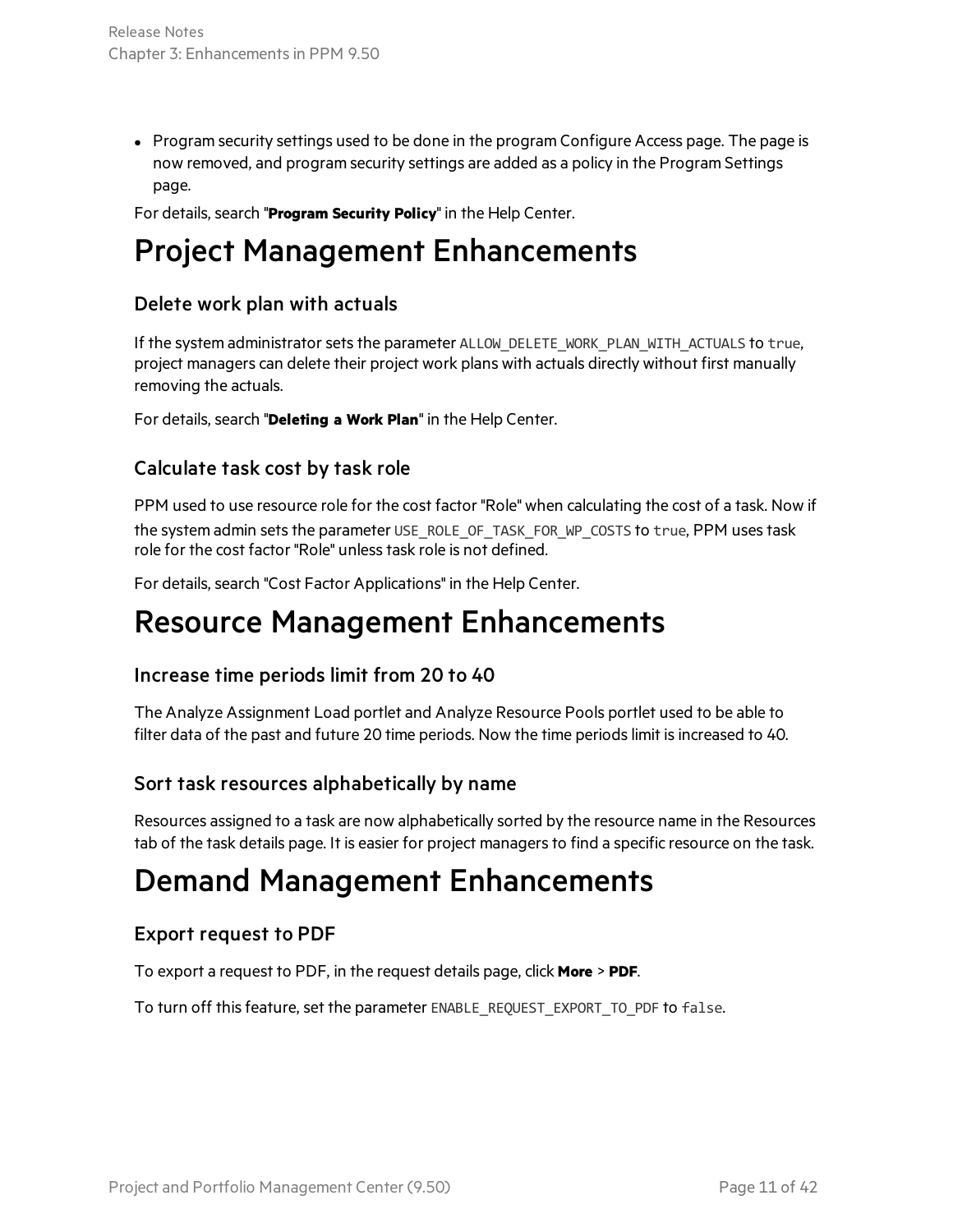- Program security settings used to be done in the program Configure Access page. The page is now removed, and program security settings are added as a policy in the Program Settings page.

For details, search "**Program Security Policy**" in the Help Center.

# Project Management Enhancements

### Delete work plan with actuals

If the system administrator sets the parameter `ALLOW_DELETE_WORK_PLAN_WITH_ACTUALS` to `true`, project managers can delete their project work plans with actuals directly without first manually removing the actuals.

For details, search "**Deleting a Work Plan**" in the Help Center.

### Calculate task cost by task role

PPM used to use resource role for the cost factor "Role" when calculating the cost of a task. Now if the system admin sets the parameter `USE_ROLE_OF_TASK_FOR_WP_COSTS` to `true`, PPM uses task role for the cost factor "Role" unless task role is not defined.

For details, search "Cost Factor Applications" in the Help Center.

# Resource Management Enhancements

### Increase time periods limit from 20 to 40

The Analyze Assignment Load portlet and Analyze Resource Pools portlet used to be able to filter data of the past and future 20 time periods. Now the time periods limit is increased to 40.

### Sort task resources alphabetically by name

Resources assigned to a task are now alphabetically sorted by the resource name in the Resources tab of the task details page. It is easier for project managers to find a specific resource on the task.

# Demand Management Enhancements

### Export request to PDF

To export a request to PDF, in the request details page, click **More** > **PDF**.

To turn off this feature, set the parameter `ENABLE_REQUEST_EXPORT_TO_PDF` to `false`.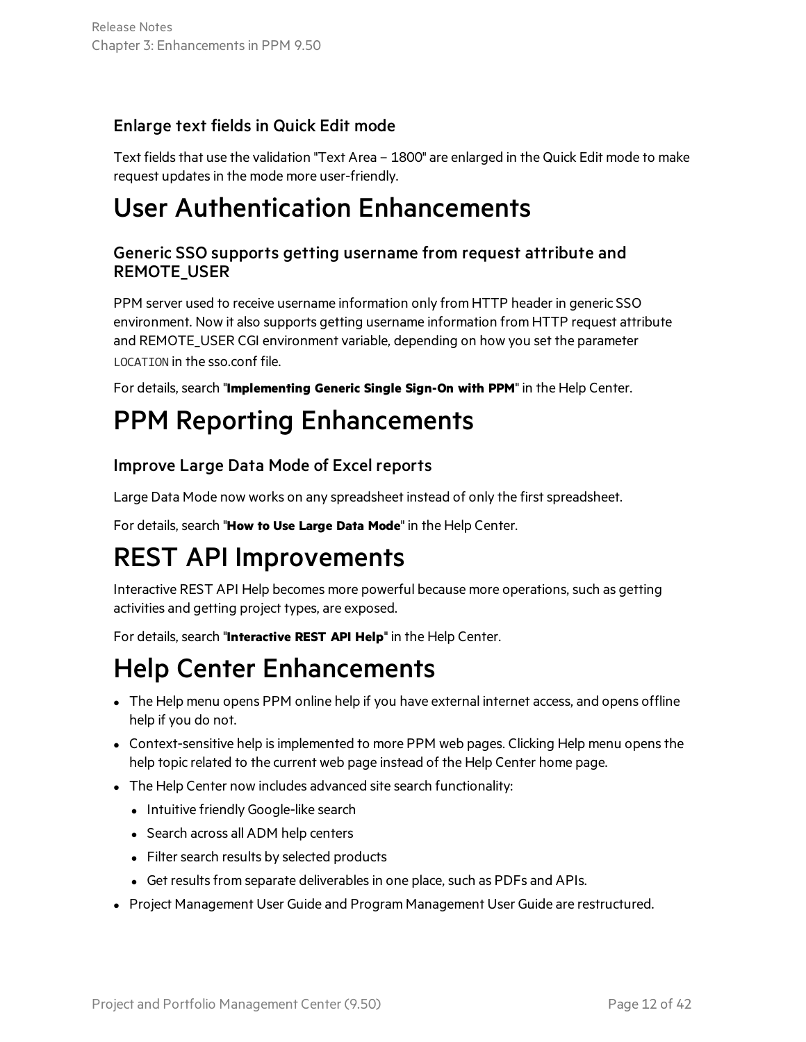### Enlarge text fields in Quick Edit mode

Text fields that use the validation "Text Area – 1800" are enlarged in the Quick Edit mode to make request updates in the mode more user-friendly.

# User Authentication Enhancements

### Generic SSO supports getting username from request attribute and REMOTE_USER

PPM server used to receive username information only from HTTP header in generic SSO environment. Now it also supports getting username information from HTTP request attribute and REMOTE_USER CGI environment variable, depending on how you set the parameter `LOCATION` in the sso.conf file.

For details, search "**Implementing Generic Single Sign-On with PPM**" in the Help Center.

# PPM Reporting Enhancements

### Improve Large Data Mode of Excel reports

Large Data Mode now works on any spreadsheet instead of only the first spreadsheet.

For details, search "**How to Use Large Data Mode**" in the Help Center.

# REST API Improvements

Interactive REST API Help becomes more powerful because more operations, such as getting activities and getting project types, are exposed.

For details, search "**Interactive REST API Help**" in the Help Center.

# Help Center Enhancements

- The Help menu opens PPM online help if you have external internet access, and opens offline help if you do not.
- Context-sensitive help is implemented to more PPM web pages. Clicking Help menu opens the help topic related to the current web page instead of the Help Center home page.
- The Help Center now includes advanced site search functionality:
  - Intuitive friendly Google-like search
  - Search across all ADM help centers
  - Filter search results by selected products
  - Get results from separate deliverables in one place, such as PDFs and APIs.
- Project Management User Guide and Program Management User Guide are restructured.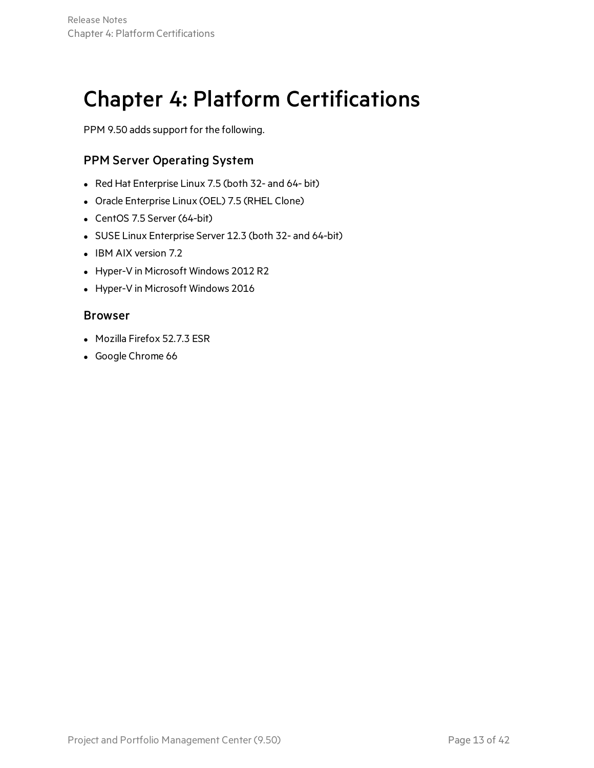# Chapter 4: Platform Certifications

PPM 9.50 adds support for the following.

## PPM Server Operating System

- Red Hat Enterprise Linux 7.5 (both 32- and 64- bit)
- Oracle Enterprise Linux (OEL) 7.5 (RHEL Clone)
- CentOS 7.5 Server (64-bit)
- SUSE Linux Enterprise Server 12.3 (both 32- and 64-bit)
- IBM AIX version 7.2
- Hyper-V in Microsoft Windows 2012 R2
- Hyper-V in Microsoft Windows 2016

## Browser

- Mozilla Firefox 52.7.3 ESR
- Google Chrome 66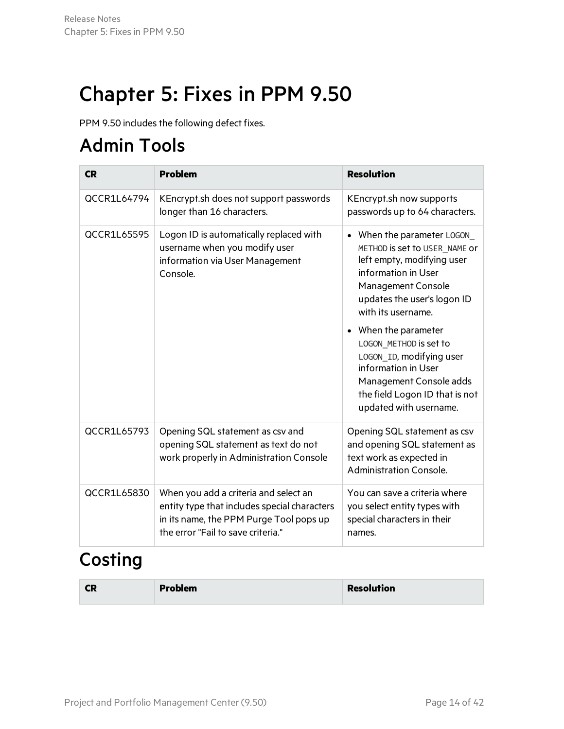# Chapter 5: Fixes in PPM 9.50

PPM 9.50 includes the following defect fixes.

## Admin Tools

| CR | Problem | Resolution |
|---|---|---|
| QCCR1L64794 | KEncrypt.sh does not support passwords longer than 16 characters. | KEncrypt.sh now supports passwords up to 64 characters. |
| QCCR1L65595 | Logon ID is automatically replaced with username when you modify user information via User Management Console. | • When the parameter `LOGON_METHOD` is set to `USER_NAME` or left empty, modifying user information in User Management Console updates the user's logon ID with its username.<br>• When the parameter `LOGON_METHOD` is set to `LOGON_ID`, modifying user information in User Management Console adds the field Logon ID that is not updated with username. |
| QCCR1L65793 | Opening SQL statement as csv and opening SQL statement as text do not work properly in Administration Console | Opening SQL statement as csv and opening SQL statement as text work as expected in Administration Console. |
| QCCR1L65830 | When you add a criteria and select an entity type that includes special characters in its name, the PPM Purge Tool pops up the error "Fail to save criteria." | You can save a criteria where you select entity types with special characters in their names. |

## Costing

| CR | Problem | Resolution |
|---|---|---|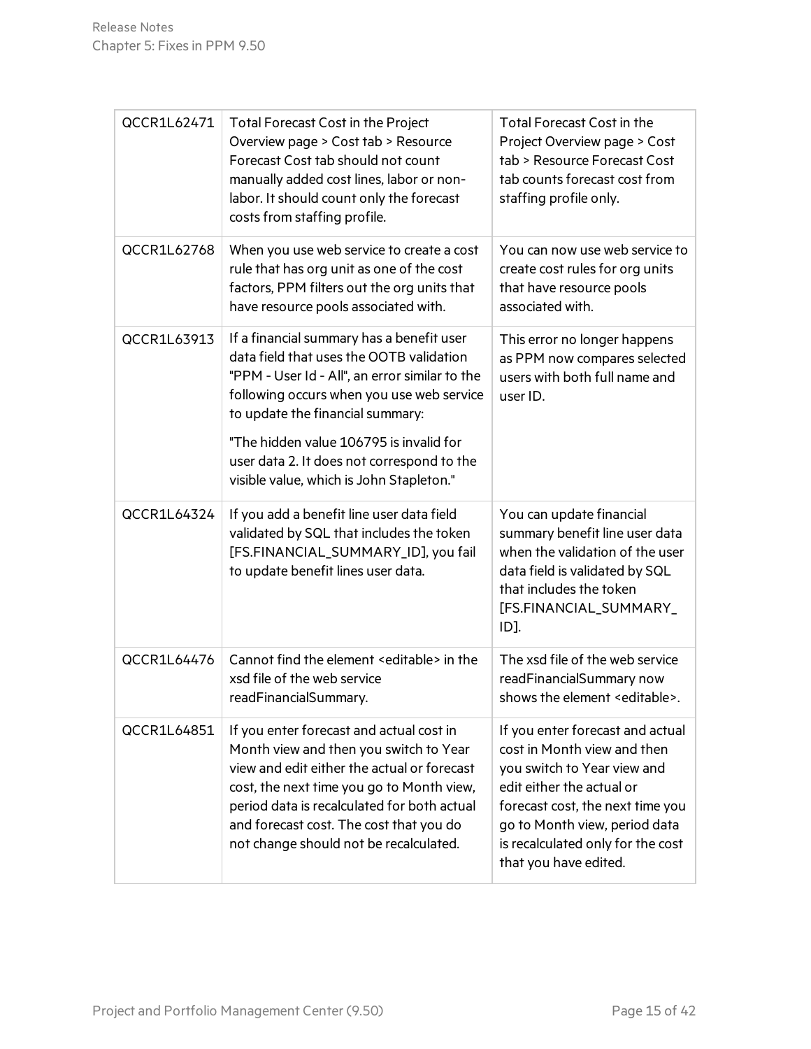| | | |
|---|---|---|
| QCCR1L62471 | Total Forecast Cost in the Project Overview page > Cost tab > Resource Forecast Cost tab should not count manually added cost lines, labor or non-labor. It should count only the forecast costs from staffing profile. | Total Forecast Cost in the Project Overview page > Cost tab > Resource Forecast Cost tab counts forecast cost from staffing profile only. |
| QCCR1L62768 | When you use web service to create a cost rule that has org unit as one of the cost factors, PPM filters out the org units that have resource pools associated with. | You can now use web service to create cost rules for org units that have resource pools associated with. |
| QCCR1L63913 | If a financial summary has a benefit user data field that uses the OOTB validation "PPM - User Id - All", an error similar to the following occurs when you use web service to update the financial summary:<br><br>"The hidden value 106795 is invalid for user data 2. It does not correspond to the visible value, which is John Stapleton." | This error no longer happens as PPM now compares selected users with both full name and user ID. |
| QCCR1L64324 | If you add a benefit line user data field validated by SQL that includes the token [FS.FINANCIAL_SUMMARY_ID], you fail to update benefit lines user data. | You can update financial summary benefit line user data when the validation of the user data field is validated by SQL that includes the token [FS.FINANCIAL_SUMMARY_ID]. |
| QCCR1L64476 | Cannot find the element <editable> in the xsd file of the web service readFinancialSummary. | The xsd file of the web service readFinancialSummary now shows the element <editable>. |
| QCCR1L64851 | If you enter forecast and actual cost in Month view and then you switch to Year view and edit either the actual or forecast cost, the next time you go to Month view, period data is recalculated for both actual and forecast cost. The cost that you do not change should not be recalculated. | If you enter forecast and actual cost in Month view and then you switch to Year view and edit either the actual or forecast cost, the next time you go to Month view, period data is recalculated only for the cost that you have edited. |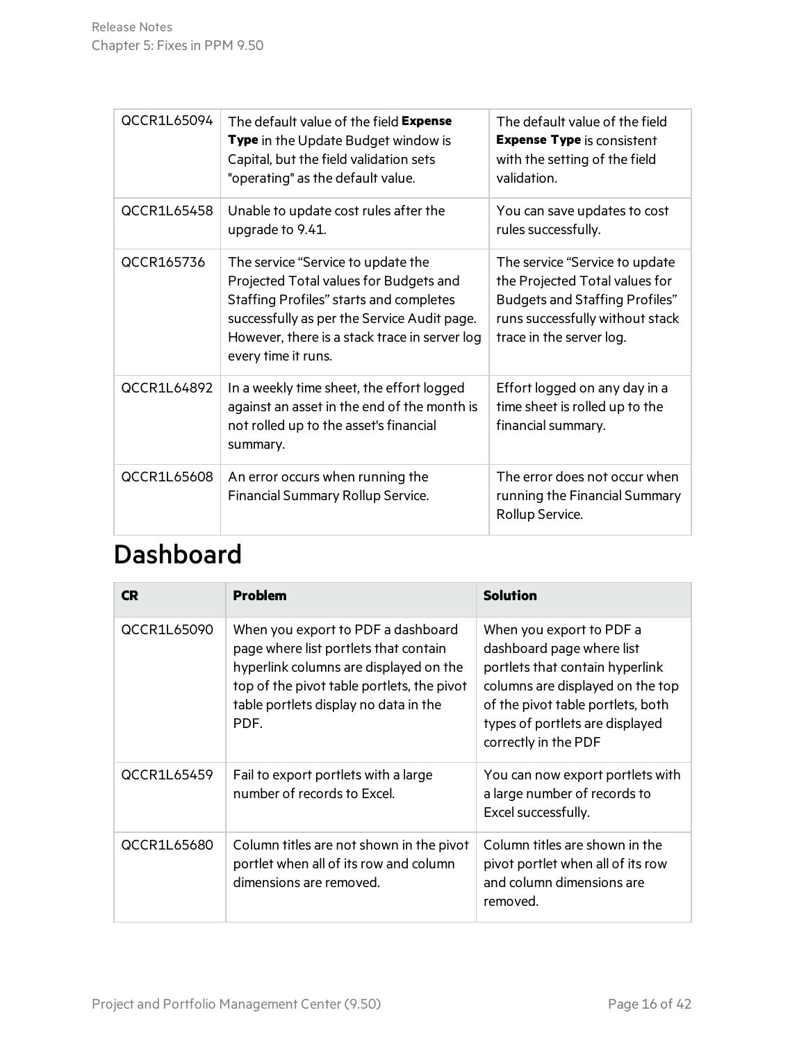| | | |
|---|---|---|
| QCCR1L65094 | The default value of the field **Expense Type** in the Update Budget window is Capital, but the field validation sets "operating" as the default value. | The default value of the field **Expense Type** is consistent with the setting of the field validation. |
| QCCR1L65458 | Unable to update cost rules after the upgrade to 9.41. | You can save updates to cost rules successfully. |
| QCCR165736 | The service “Service to update the Projected Total values for Budgets and Staffing Profiles” starts and completes successfully as per the Service Audit page. However, there is a stack trace in server log every time it runs. | The service “Service to update the Projected Total values for Budgets and Staffing Profiles” runs successfully without stack trace in the server log. |
| QCCR1L64892 | In a weekly time sheet, the effort logged against an asset in the end of the month is not rolled up to the asset's financial summary. | Effort logged on any day in a time sheet is rolled up to the financial summary. |
| QCCR1L65608 | An error occurs when running the Financial Summary Rollup Service. | The error does not occur when running the Financial Summary Rollup Service. |

## Dashboard

| CR | Problem | Solution |
|---|---|---|
| QCCR1L65090 | When you export to PDF a dashboard page where list portlets that contain hyperlink columns are displayed on the top of the pivot table portlets, the pivot table portlets display no data in the PDF. | When you export to PDF a dashboard page where list portlets that contain hyperlink columns are displayed on the top of the pivot table portlets, both types of portlets are displayed correctly in the PDF |
| QCCR1L65459 | Fail to export portlets with a large number of records to Excel. | You can now export portlets with a large number of records to Excel successfully. |
| QCCR1L65680 | Column titles are not shown in the pivot portlet when all of its row and column dimensions are removed. | Column titles are shown in the pivot portlet when all of its row and column dimensions are removed. |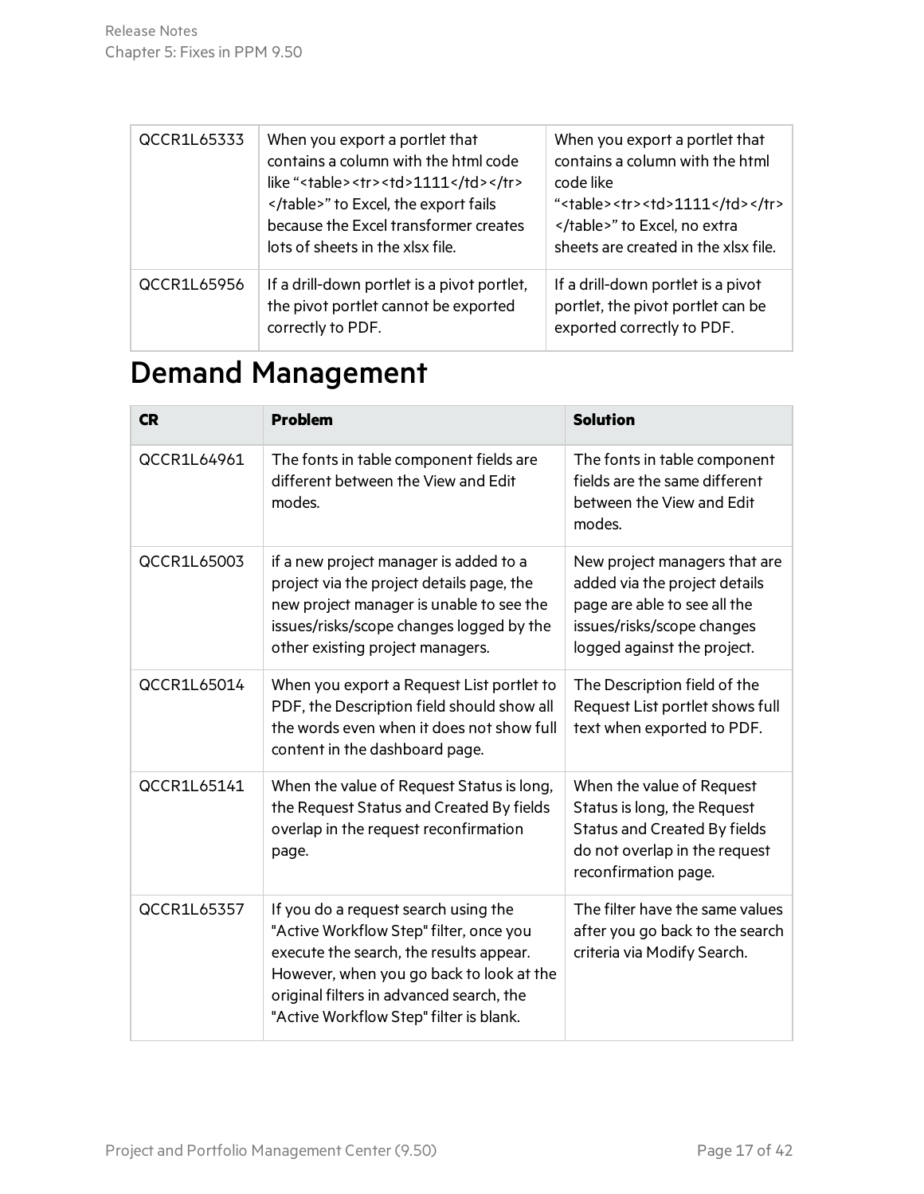| | | |
|---|---|---|
| QCCR1L65333 | When you export a portlet that contains a column with the html code like "<table><tr><td>1111</td></tr></table>" to Excel, the export fails because the Excel transformer creates lots of sheets in the xlsx file. | When you export a portlet that contains a column with the html code like "<table><tr><td>1111</td></tr></table>" to Excel, no extra sheets are created in the xlsx file. |
| QCCR1L65956 | If a drill-down portlet is a pivot portlet, the pivot portlet cannot be exported correctly to PDF. | If a drill-down portlet is a pivot portlet, the pivot portlet can be exported correctly to PDF. |

# Demand Management

| CR | Problem | Solution |
|---|---|---|
| QCCR1L64961 | The fonts in table component fields are different between the View and Edit modes. | The fonts in table component fields are the same different between the View and Edit modes. |
| QCCR1L65003 | if a new project manager is added to a project via the project details page, the new project manager is unable to see the issues/risks/scope changes logged by the other existing project managers. | New project managers that are added via the project details page are able to see all the issues/risks/scope changes logged against the project. |
| QCCR1L65014 | When you export a Request List portlet to PDF, the Description field should show all the words even when it does not show full content in the dashboard page. | The Description field of the Request List portlet shows full text when exported to PDF. |
| QCCR1L65141 | When the value of Request Status is long, the Request Status and Created By fields overlap in the request reconfirmation page. | When the value of Request Status is long, the Request Status and Created By fields do not overlap in the request reconfirmation page. |
| QCCR1L65357 | If you do a request search using the "Active Workflow Step" filter, once you execute the search, the results appear. However, when you go back to look at the original filters in advanced search, the "Active Workflow Step" filter is blank. | The filter have the same values after you go back to the search criteria via Modify Search. |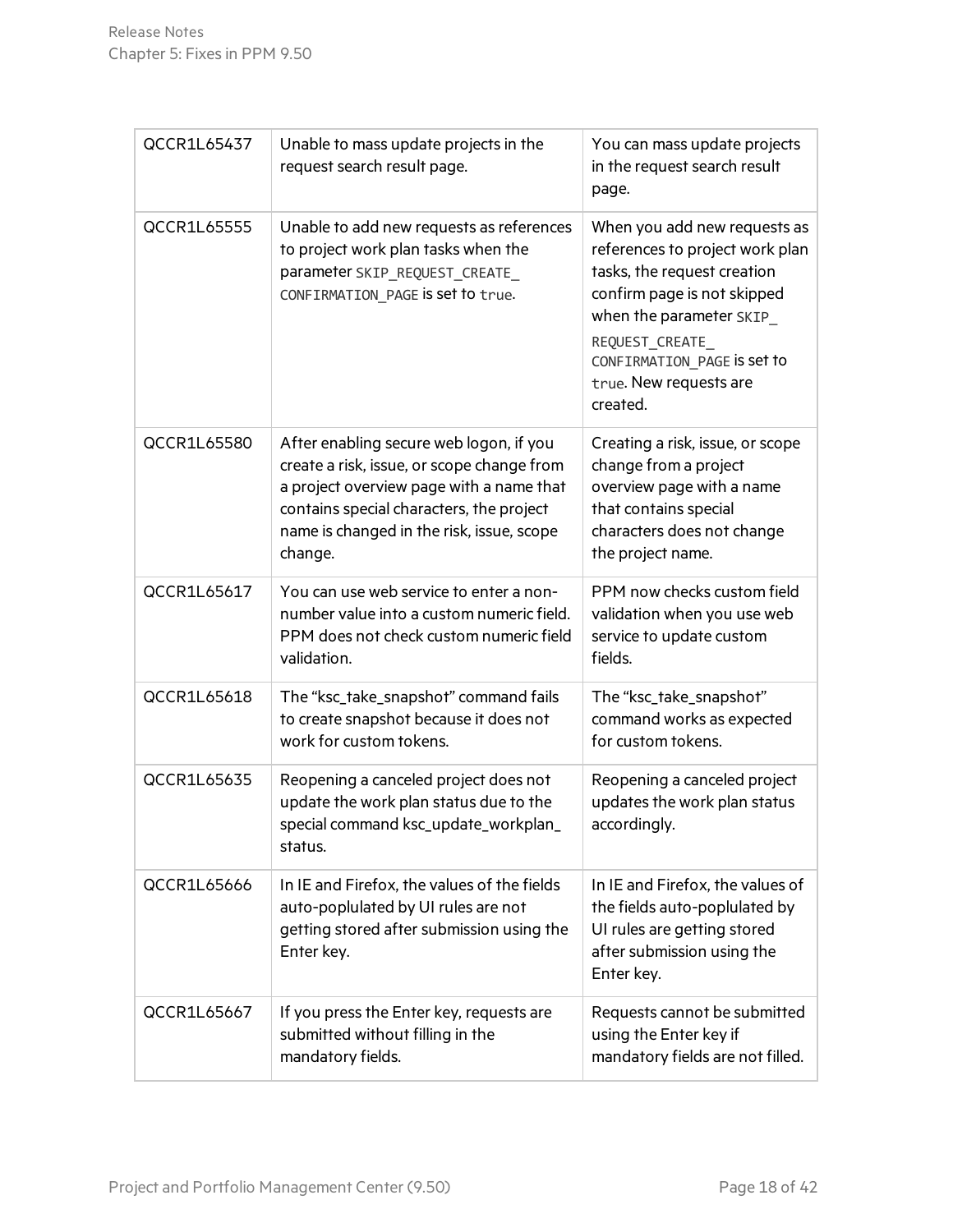| | | |
|---|---|---|
| QCCR1L65437 | Unable to mass update projects in the request search result page. | You can mass update projects in the request search result page. |
| QCCR1L65555 | Unable to add new requests as references to project work plan tasks when the parameter `SKIP_REQUEST_CREATE_CONFIRMATION_PAGE` is set to `true`. | When you add new requests as references to project work plan tasks, the request creation confirm page is not skipped when the parameter `SKIP_REQUEST_CREATE_CONFIRMATION_PAGE` is set to `true`. New requests are created. |
| QCCR1L65580 | After enabling secure web logon, if you create a risk, issue, or scope change from a project overview page with a name that contains special characters, the project name is changed in the risk, issue, scope change. | Creating a risk, issue, or scope change from a project overview page with a name that contains special characters does not change the project name. |
| QCCR1L65617 | You can use web service to enter a non-number value into a custom numeric field. PPM does not check custom numeric field validation. | PPM now checks custom field validation when you use web service to update custom fields. |
| QCCR1L65618 | The "ksc_take_snapshot" command fails to create snapshot because it does not work for custom tokens. | The "ksc_take_snapshot" command works as expected for custom tokens. |
| QCCR1L65635 | Reopening a canceled project does not update the work plan status due to the special command ksc_update_workplan_status. | Reopening a canceled project updates the work plan status accordingly. |
| QCCR1L65666 | In IE and Firefox, the values of the fields auto-poplulated by UI rules are not getting stored after submission using the Enter key. | In IE and Firefox, the values of the fields auto-poplulated by UI rules are getting stored after submission using the Enter key. |
| QCCR1L65667 | If you press the Enter key, requests are submitted without filling in the mandatory fields. | Requests cannot be submitted using the Enter key if mandatory fields are not filled. |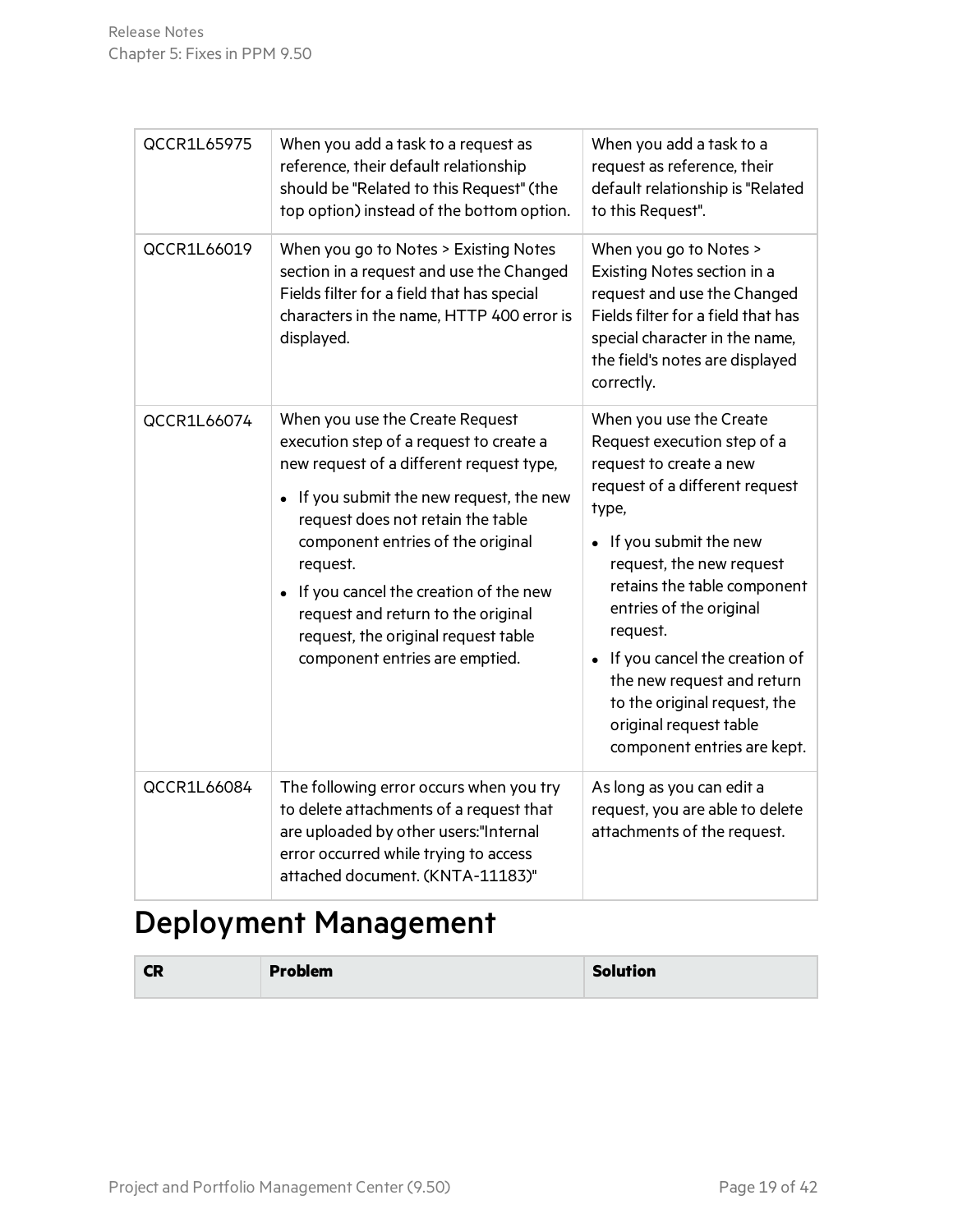| QCCR1L65975 | When you add a task to a request as reference, their default relationship should be "Related to this Request" (the top option) instead of the bottom option. | When you add a task to a request as reference, their default relationship is "Related to this Request". |
|---|---|---|
| QCCR1L66019 | When you go to Notes > Existing Notes section in a request and use the Changed Fields filter for a field that has special characters in the name, HTTP 400 error is displayed. | When you go to Notes > Existing Notes section in a request and use the Changed Fields filter for a field that has special character in the name, the field's notes are displayed correctly. |
| QCCR1L66074 | When you use the Create Request execution step of a request to create a new request of a different request type,<br>• If you submit the new request, the new request does not retain the table component entries of the original request.<br>• If you cancel the creation of the new request and return to the original request, the original request table component entries are emptied. | When you use the Create Request execution step of a request to create a new request of a different request type,<br>• If you submit the new request, the new request retains the table component entries of the original request.<br>• If you cancel the creation of the new request and return to the original request, the original request table component entries are kept. |
| QCCR1L66084 | The following error occurs when you try to delete attachments of a request that are uploaded by other users:"Internal error occurred while trying to access attached document. (KNTA-11183)" | As long as you can edit a request, you are able to delete attachments of the request. |

# Deployment Management

| CR | Problem | Solution |
|---|---|---|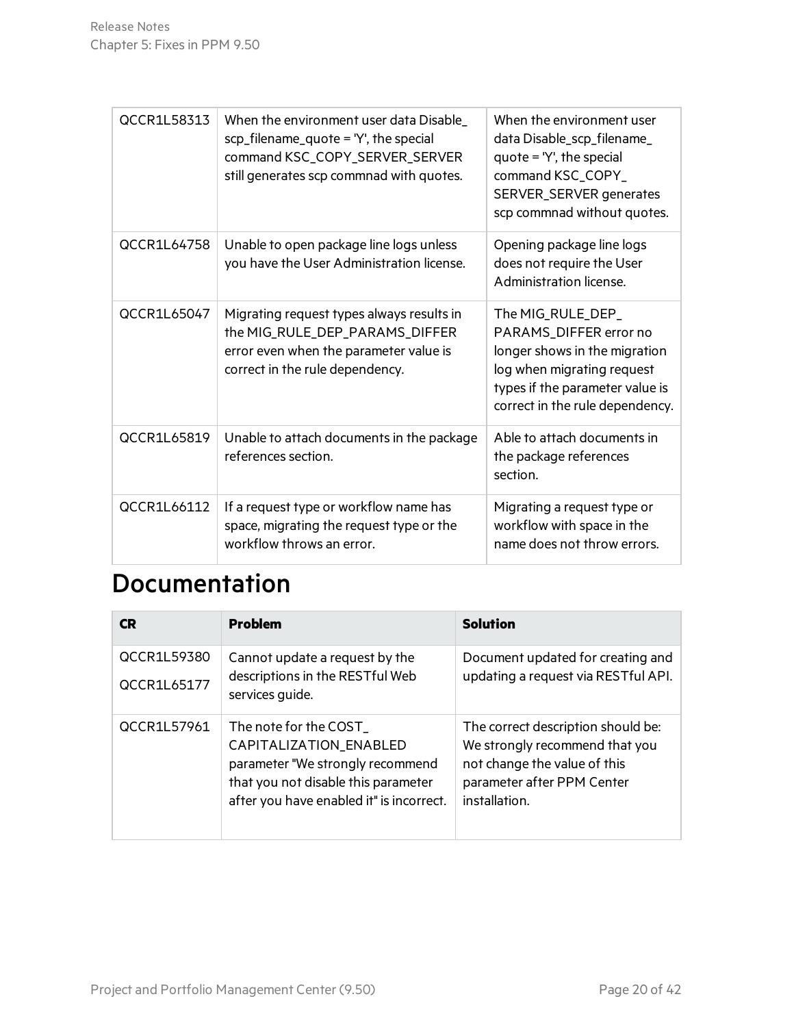| | | |
|---|---|---|
| QCCR1L58313 | When the environment user data Disable_scp_filename_quote = 'Y', the special command KSC_COPY_SERVER_SERVER still generates scp commnad with quotes. | When the environment user data Disable_scp_filename_quote = 'Y', the special command KSC_COPY_SERVER_SERVER generates scp commnad without quotes. |
| QCCR1L64758 | Unable to open package line logs unless you have the User Administration license. | Opening package line logs does not require the User Administration license. |
| QCCR1L65047 | Migrating request types always results in the MIG_RULE_DEP_PARAMS_DIFFER error even when the parameter value is correct in the rule dependency. | The MIG_RULE_DEP_PARAMS_DIFFER error no longer shows in the migration log when migrating request types if the parameter value is correct in the rule dependency. |
| QCCR1L65819 | Unable to attach documents in the package references section. | Able to attach documents in the package references section. |
| QCCR1L66112 | If a request type or workflow name has space, migrating the request type or the workflow throws an error. | Migrating a request type or workflow with space in the name does not throw errors. |

# Documentation

| CR | Problem | Solution |
|---|---|---|
| QCCR1L59380<br>QCCR1L65177 | Cannot update a request by the descriptions in the RESTful Web services guide. | Document updated for creating and updating a request via RESTful API. |
| QCCR1L57961 | The note for the COST_CAPITALIZATION_ENABLED parameter "We strongly recommend that you not disable this parameter after you have enabled it" is incorrect. | The correct description should be: We strongly recommend that you not change the value of this parameter after PPM Center installation. |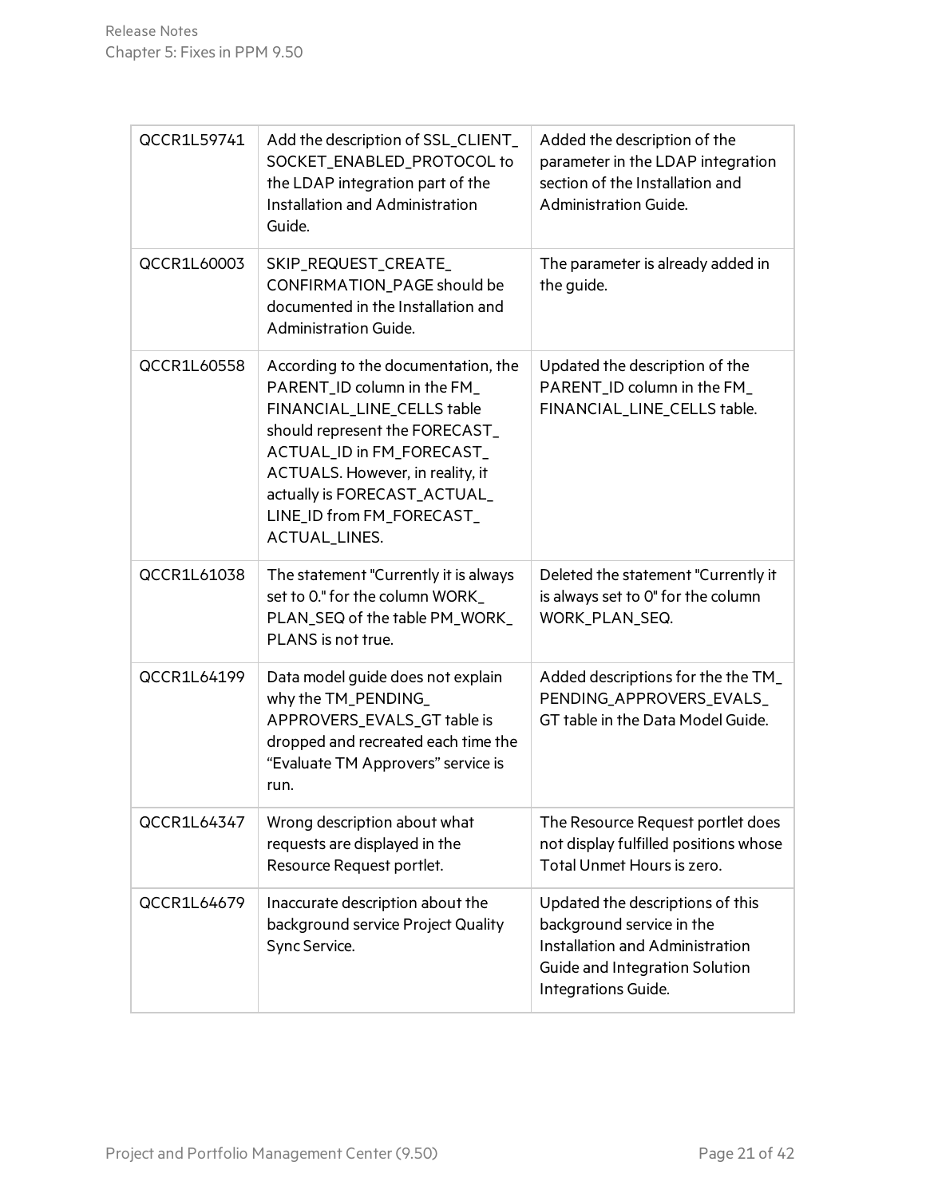| QCCR1L59741 | Add the description of SSL_CLIENT_SOCKET_ENABLED_PROTOCOL to the LDAP integration part of the Installation and Administration Guide. | Added the description of the parameter in the LDAP integration section of the Installation and Administration Guide. |
|---|---|---|
| QCCR1L60003 | SKIP_REQUEST_CREATE_CONFIRMATION_PAGE should be documented in the Installation and Administration Guide. | The parameter is already added in the guide. |
| QCCR1L60558 | According to the documentation, the PARENT_ID column in the FM_FINANCIAL_LINE_CELLS table should represent the FORECAST_ACTUAL_ID in FM_FORECAST_ACTUALS. However, in reality, it actually is FORECAST_ACTUAL_LINE_ID from FM_FORECAST_ACTUAL_LINES. | Updated the description of the PARENT_ID column in the FM_FINANCIAL_LINE_CELLS table. |
| QCCR1L61038 | The statement "Currently it is always set to 0." for the column WORK_PLAN_SEQ of the table PM_WORK_PLANS is not true. | Deleted the statement "Currently it is always set to 0" for the column WORK_PLAN_SEQ. |
| QCCR1L64199 | Data model guide does not explain why the TM_PENDING_APPROVERS_EVALS_GT table is dropped and recreated each time the "Evaluate TM Approvers" service is run. | Added descriptions for the the TM_PENDING_APPROVERS_EVALS_GT table in the Data Model Guide. |
| QCCR1L64347 | Wrong description about what requests are displayed in the Resource Request portlet. | The Resource Request portlet does not display fulfilled positions whose Total Unmet Hours is zero. |
| QCCR1L64679 | Inaccurate description about the background service Project Quality Sync Service. | Updated the descriptions of this background service in the Installation and Administration Guide and Integration Solution Integrations Guide. |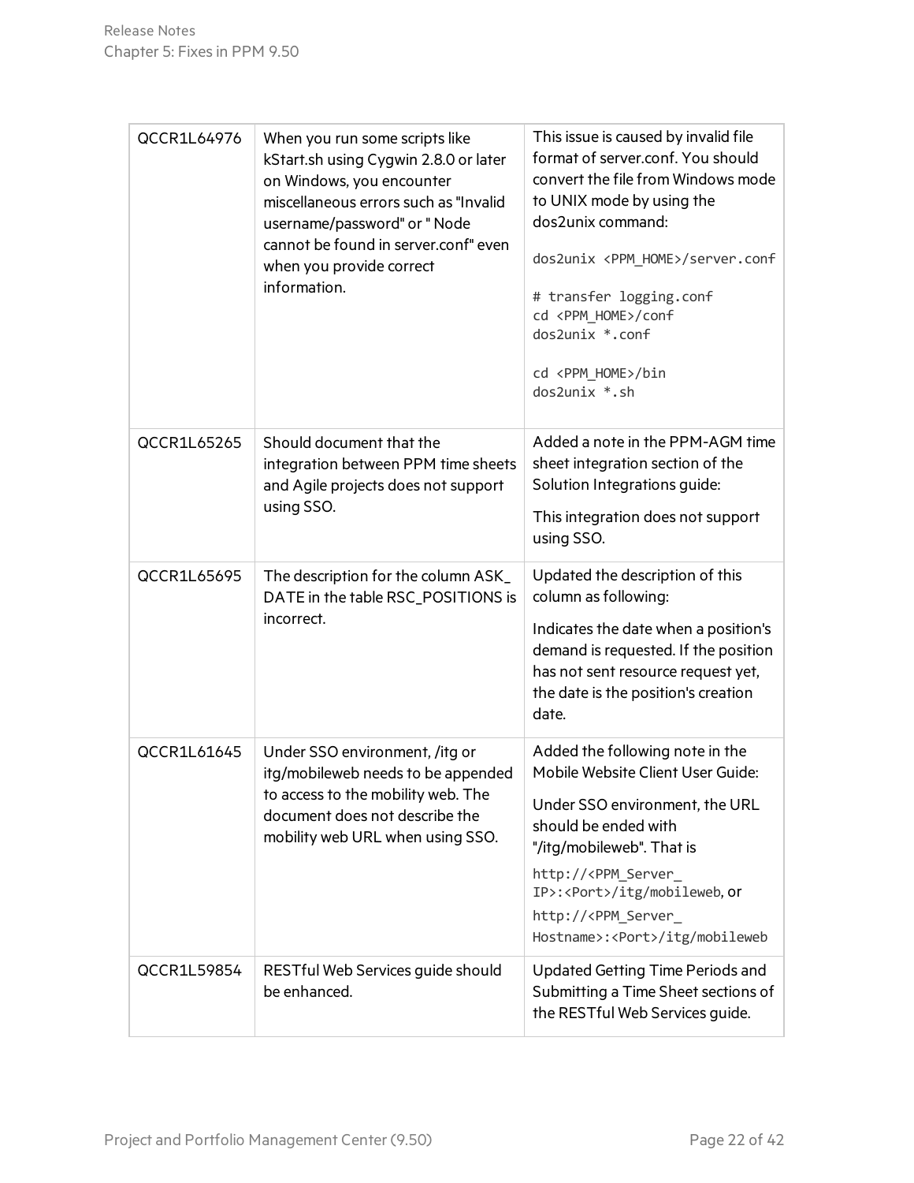| | | |
|---|---|---|
| QCCR1L64976 | When you run some scripts like kStart.sh using Cygwin 2.8.0 or later on Windows, you encounter miscellaneous errors such as "Invalid username/password" or " Node cannot be found in server.conf" even when you provide correct information. | This issue is caused by invalid file format of server.conf. You should convert the file from Windows mode to UNIX mode by using the dos2unix command:<br><br>`dos2unix <PPM_HOME>/server.conf`<br><br>`# transfer logging.conf`<br>`cd <PPM_HOME>/conf`<br>`dos2unix *.conf`<br><br>`cd <PPM_HOME>/bin`<br>`dos2unix *.sh` |
| QCCR1L65265 | Should document that the integration between PPM time sheets and Agile projects does not support using SSO. | Added a note in the PPM-AGM time sheet integration section of the Solution Integrations guide:<br><br>This integration does not support using SSO. |
| QCCR1L65695 | The description for the column ASK_DATE in the table RSC_POSITIONS is incorrect. | Updated the description of this column as following:<br><br>Indicates the date when a position's demand is requested. If the position has not sent resource request yet, the date is the position's creation date. |
| QCCR1L61645 | Under SSO environment, /itg or itg/mobileweb needs to be appended to access to the mobility web. The document does not describe the mobility web URL when using SSO. | Added the following note in the Mobile Website Client User Guide:<br><br>Under SSO environment, the URL should be ended with "/itg/mobileweb". That is<br><br>`http://<PPM_Server_IP>:<Port>/itg/mobileweb`, or<br>`http://<PPM_Server_Hostname>:<Port>/itg/mobileweb` |
| QCCR1L59854 | RESTful Web Services guide should be enhanced. | Updated Getting Time Periods and Submitting a Time Sheet sections of the RESTful Web Services guide. |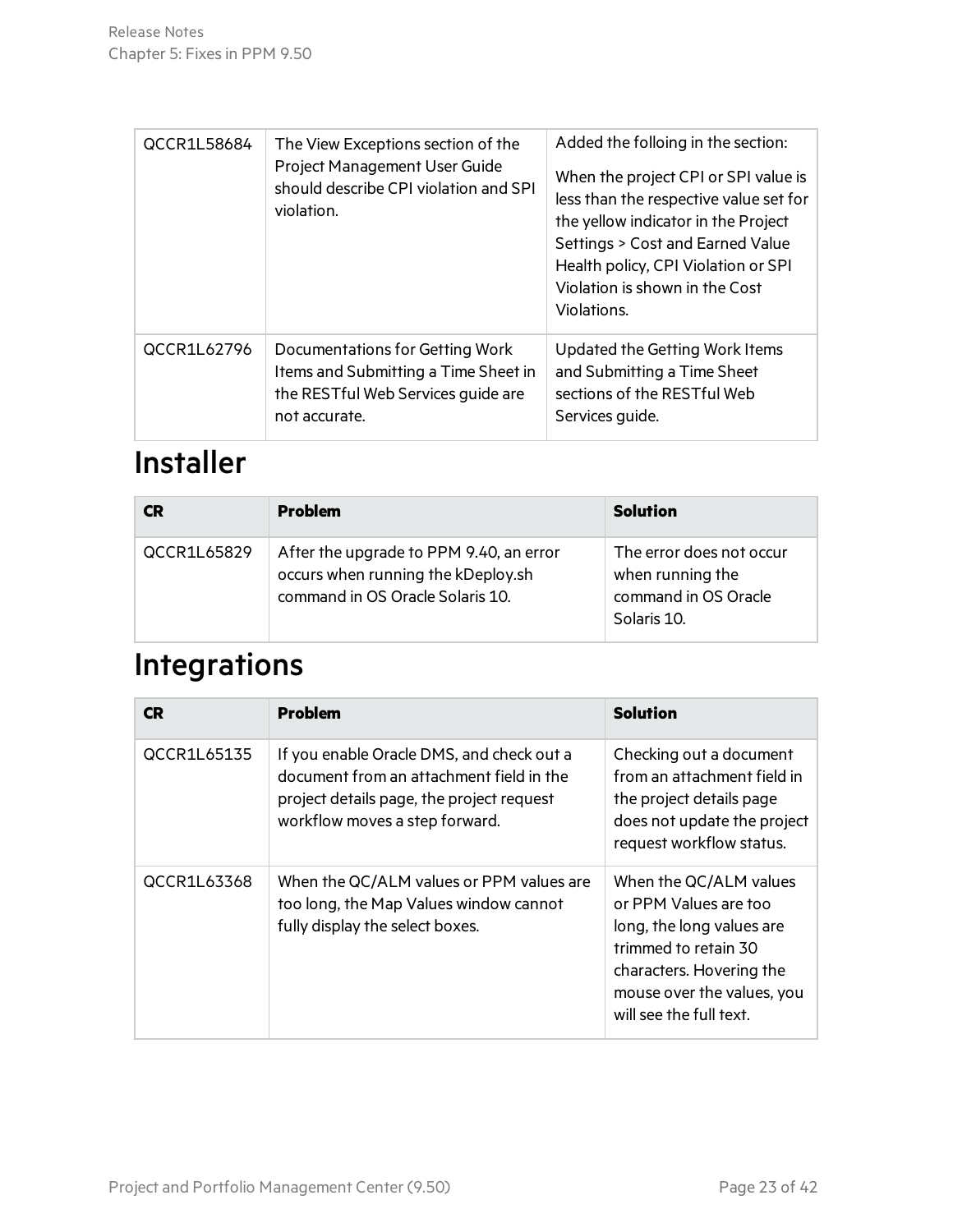| | | |
|---|---|---|
| QCCR1L58684 | The View Exceptions section of the Project Management User Guide should describe CPI violation and SPI violation. | Added the folloing in the section:<br><br>When the project CPI or SPI value is less than the respective value set for the yellow indicator in the Project Settings > Cost and Earned Value Health policy, CPI Violation or SPI Violation is shown in the Cost Violations. |
| QCCR1L62796 | Documentations for Getting Work Items and Submitting a Time Sheet in the RESTful Web Services guide are not accurate. | Updated the Getting Work Items and Submitting a Time Sheet sections of the RESTful Web Services guide. |

# Installer

| CR | Problem | Solution |
|---|---|---|
| QCCR1L65829 | After the upgrade to PPM 9.40, an error occurs when running the kDeploy.sh command in OS Oracle Solaris 10. | The error does not occur when running the command in OS Oracle Solaris 10. |

# Integrations

| CR | Problem | Solution |
|---|---|---|
| QCCR1L65135 | If you enable Oracle DMS, and check out a document from an attachment field in the project details page, the project request workflow moves a step forward. | Checking out a document from an attachment field in the project details page does not update the project request workflow status. |
| QCCR1L63368 | When the QC/ALM values or PPM values are too long, the Map Values window cannot fully display the select boxes. | When the QC/ALM values or PPM Values are too long, the long values are trimmed to retain 30 characters. Hovering the mouse over the values, you will see the full text. |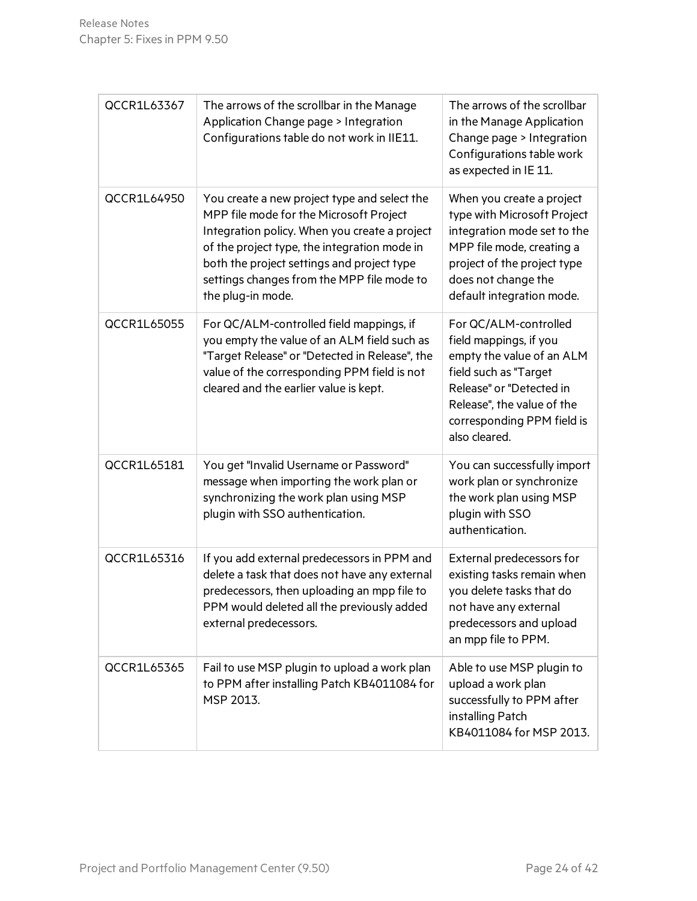| | | |
|---|---|---|
| QCCR1L63367 | The arrows of the scrollbar in the Manage Application Change page > Integration Configurations table do not work in IIE11. | The arrows of the scrollbar in the Manage Application Change page > Integration Configurations table work as expected in IE 11. |
| QCCR1L64950 | You create a new project type and select the MPP file mode for the Microsoft Project Integration policy. When you create a project of the project type, the integration mode in both the project settings and project type settings changes from the MPP file mode to the plug-in mode. | When you create a project type with Microsoft Project integration mode set to the MPP file mode, creating a project of the project type does not change the default integration mode. |
| QCCR1L65055 | For QC/ALM-controlled field mappings, if you empty the value of an ALM field such as "Target Release" or "Detected in Release", the value of the corresponding PPM field is not cleared and the earlier value is kept. | For QC/ALM-controlled field mappings, if you empty the value of an ALM field such as "Target Release" or "Detected in Release", the value of the corresponding PPM field is also cleared. |
| QCCR1L65181 | You get "Invalid Username or Password" message when importing the work plan or synchronizing the work plan using MSP plugin with SSO authentication. | You can successfully import work plan or synchronize the work plan using MSP plugin with SSO authentication. |
| QCCR1L65316 | If you add external predecessors in PPM and delete a task that does not have any external predecessors, then uploading an mpp file to PPM would deleted all the previously added external predecessors. | External predecessors for existing tasks remain when you delete tasks that do not have any external predecessors and upload an mpp file to PPM. |
| QCCR1L65365 | Fail to use MSP plugin to upload a work plan to PPM after installing Patch KB4011084 for MSP 2013. | Able to use MSP plugin to upload a work plan successfully to PPM after installing Patch KB4011084 for MSP 2013. |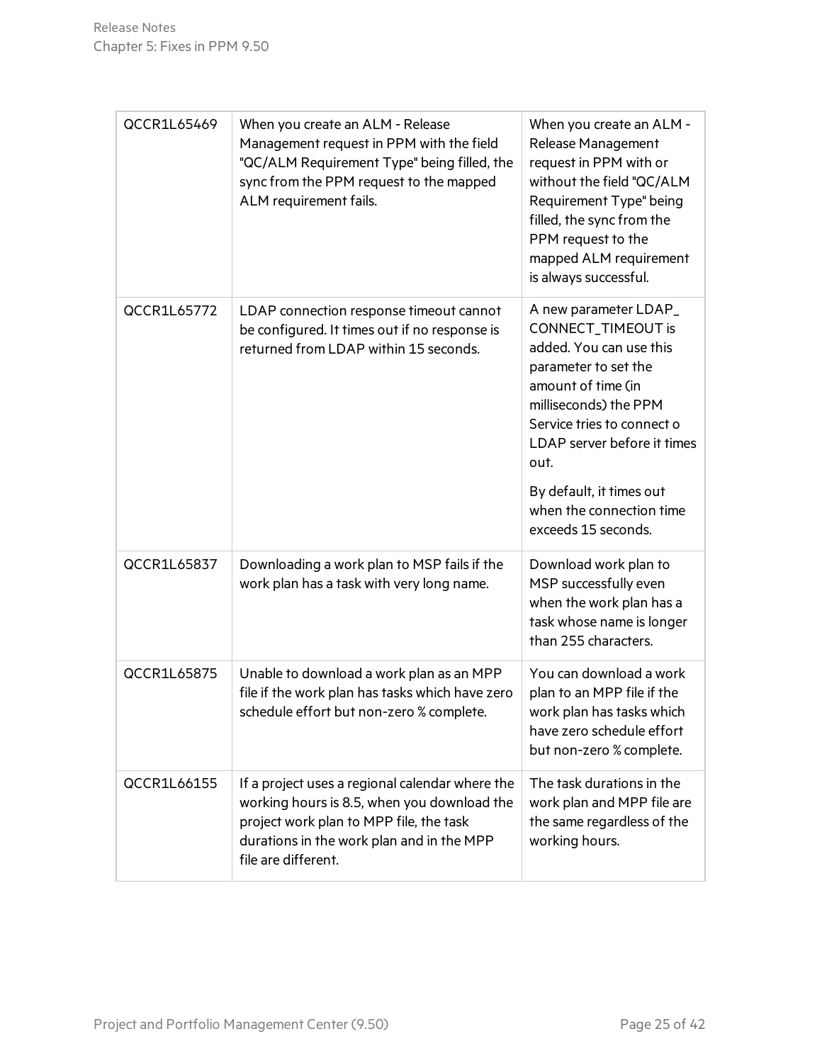| QCCR1L65469 | When you create an ALM - Release Management request in PPM with the field "QC/ALM Requirement Type" being filled, the sync from the PPM request to the mapped ALM requirement fails. | When you create an ALM - Release Management request in PPM with or without the field "QC/ALM Requirement Type" being filled, the sync from the PPM request to the mapped ALM requirement is always successful. |
|---|---|---|
| QCCR1L65772 | LDAP connection response timeout cannot be configured. It times out if no response is returned from LDAP within 15 seconds. | A new parameter LDAP_CONNECT_TIMEOUT is added. You can use this parameter to set the amount of time (in milliseconds) the PPM Service tries to connect o LDAP server before it times out.<br><br>By default, it times out when the connection time exceeds 15 seconds. |
| QCCR1L65837 | Downloading a work plan to MSP fails if the work plan has a task with very long name. | Download work plan to MSP successfully even when the work plan has a task whose name is longer than 255 characters. |
| QCCR1L65875 | Unable to download a work plan as an MPP file if the work plan has tasks which have zero schedule effort but non-zero % complete. | You can download a work plan to an MPP file if the work plan has tasks which have zero schedule effort but non-zero % complete. |
| QCCR1L66155 | If a project uses a regional calendar where the working hours is 8.5, when you download the project work plan to MPP file, the task durations in the work plan and in the MPP file are different. | The task durations in the work plan and MPP file are the same regardless of the working hours. |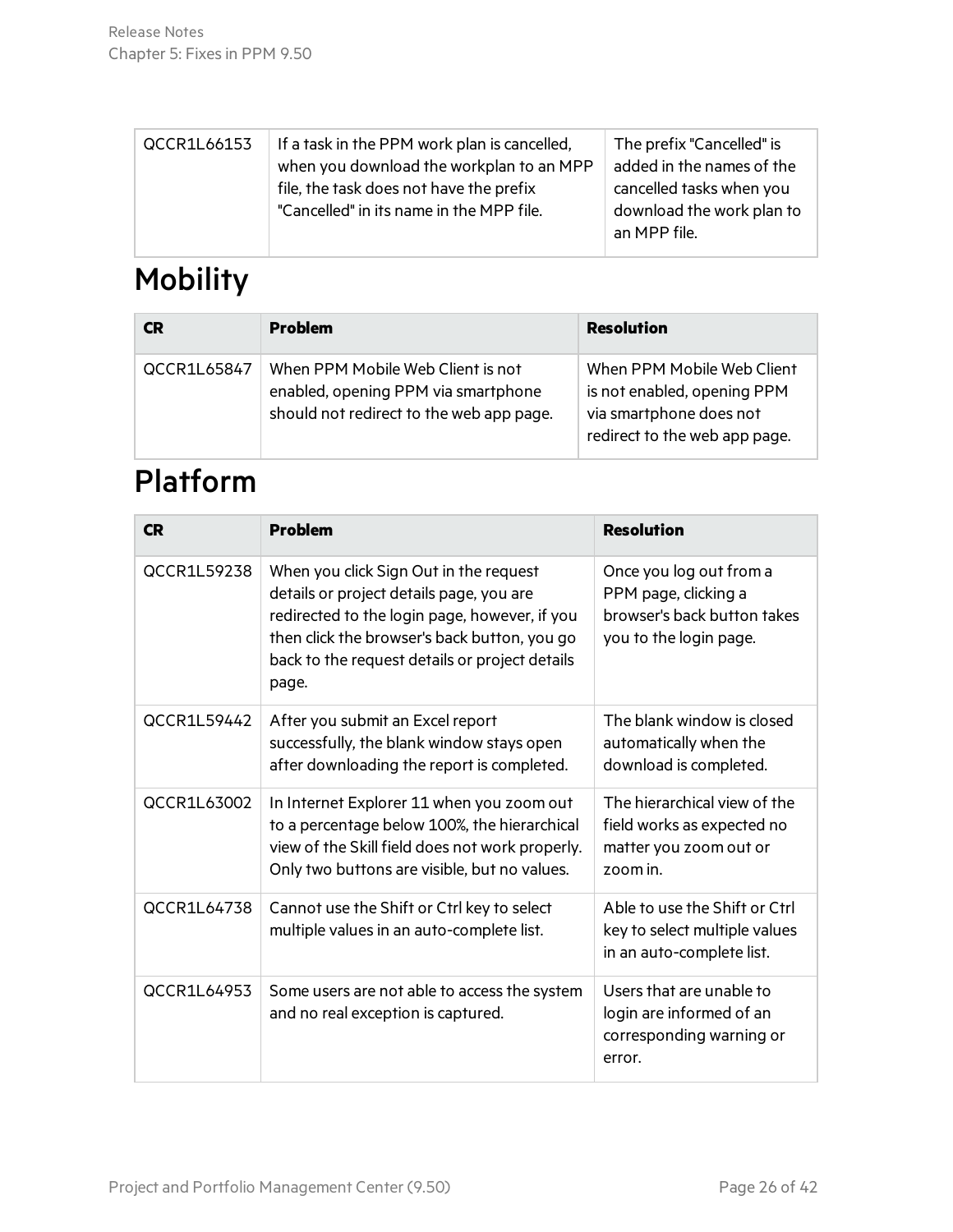| | | |
|---|---|---|
| QCCR1L66153 | If a task in the PPM work plan is cancelled, when you download the workplan to an MPP file, the task does not have the prefix "Cancelled" in its name in the MPP file. | The prefix "Cancelled" is added in the names of the cancelled tasks when you download the work plan to an MPP file. |

## Mobility

| CR | Problem | Resolution |
|---|---|---|
| QCCR1L65847 | When PPM Mobile Web Client is not enabled, opening PPM via smartphone should not redirect to the web app page. | When PPM Mobile Web Client is not enabled, opening PPM via smartphone does not redirect to the web app page. |

## Platform

| CR | Problem | Resolution |
|---|---|---|
| QCCR1L59238 | When you click Sign Out in the request details or project details page, you are redirected to the login page, however, if you then click the browser's back button, you go back to the request details or project details page. | Once you log out from a PPM page, clicking a browser's back button takes you to the login page. |
| QCCR1L59442 | After you submit an Excel report successfully, the blank window stays open after downloading the report is completed. | The blank window is closed automatically when the download is completed. |
| QCCR1L63002 | In Internet Explorer 11 when you zoom out to a percentage below 100%, the hierarchical view of the Skill field does not work properly. Only two buttons are visible, but no values. | The hierarchical view of the field works as expected no matter you zoom out or zoom in. |
| QCCR1L64738 | Cannot use the Shift or Ctrl key to select multiple values in an auto-complete list. | Able to use the Shift or Ctrl key to select multiple values in an auto-complete list. |
| QCCR1L64953 | Some users are not able to access the system and no real exception is captured. | Users that are unable to login are informed of an corresponding warning or error. |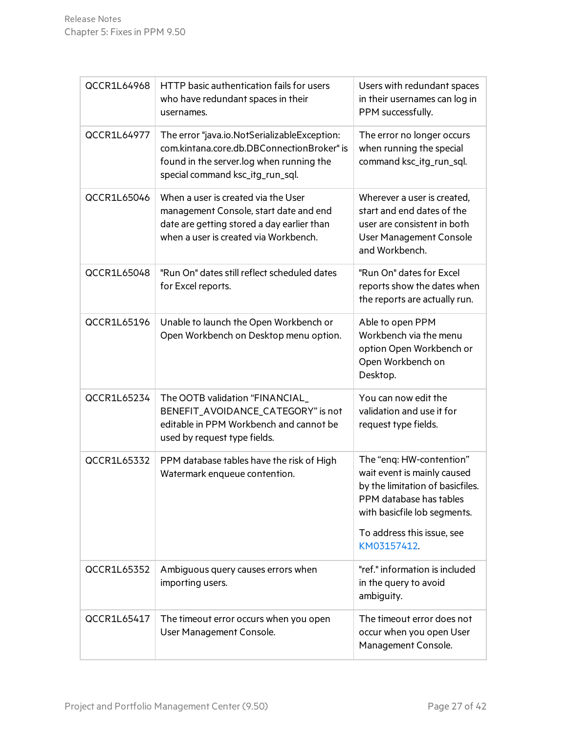| | | |
|---|---|---|
| QCCR1L64968 | HTTP basic authentication fails for users who have redundant spaces in their usernames. | Users with redundant spaces in their usernames can log in PPM successfully. |
| QCCR1L64977 | The error "java.io.NotSerializableException: com.kintana.core.db.DBConnectionBroker" is found in the server.log when running the special command ksc_itg_run_sql. | The error no longer occurs when running the special command ksc_itg_run_sql. |
| QCCR1L65046 | When a user is created via the User management Console, start date and end date are getting stored a day earlier than when a user is created via Workbench. | Wherever a user is created, start and end dates of the user are consistent in both User Management Console and Workbench. |
| QCCR1L65048 | "Run On" dates still reflect scheduled dates for Excel reports. | "Run On" dates for Excel reports show the dates when the reports are actually run. |
| QCCR1L65196 | Unable to launch the Open Workbench or Open Workbench on Desktop menu option. | Able to open PPM Workbench via the menu option Open Workbench or Open Workbench on Desktop. |
| QCCR1L65234 | The OOTB validation "FINANCIAL_BENEFIT_AVOIDANCE_CATEGORY" is not editable in PPM Workbench and cannot be used by request type fields. | You can now edit the validation and use it for request type fields. |
| QCCR1L65332 | PPM database tables have the risk of High Watermark enqueue contention. | The "enq: HW-contention" wait event is mainly caused by the limitation of basicfiles. PPM database has tables with basicfile lob segments.<br><br>To address this issue, see KM03157412. |
| QCCR1L65352 | Ambiguous query causes errors when importing users. | "ref." information is included in the query to avoid ambiguity. |
| QCCR1L65417 | The timeout error occurs when you open User Management Console. | The timeout error does not occur when you open User Management Console. |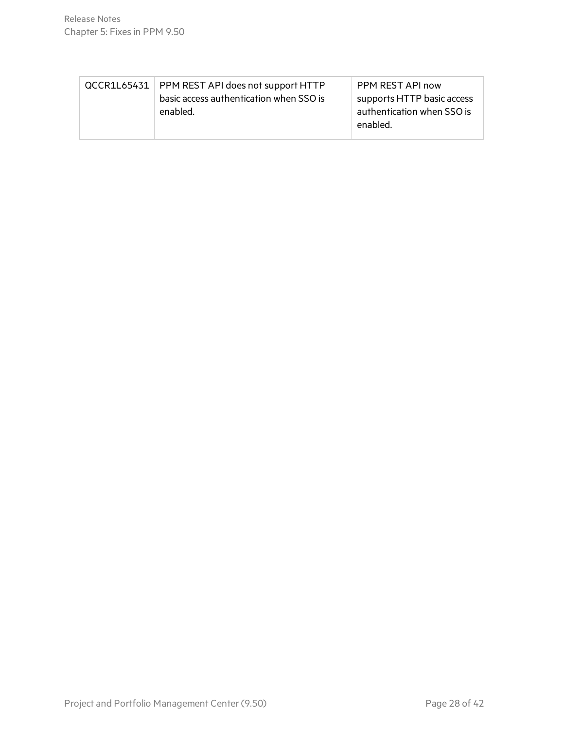| | | |
|---|---|---|
| QCCR1L65431 | PPM REST API does not support HTTP basic access authentication when SSO is enabled. | PPM REST API now supports HTTP basic access authentication when SSO is enabled. |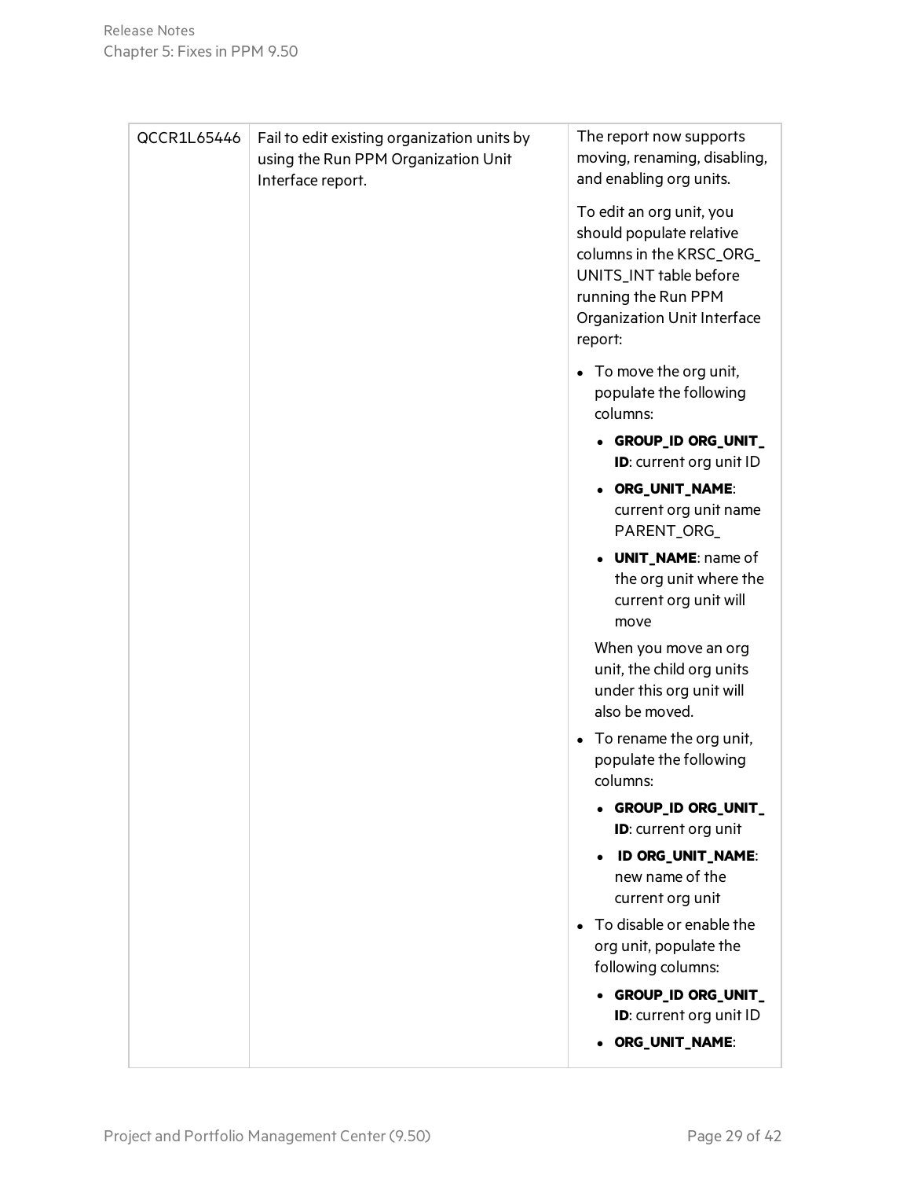| | | |
|---|---|---|
| QCCR1L65446 | Fail to edit existing organization units by using the Run PPM Organization Unit Interface report. | The report now supports moving, renaming, disabling, and enabling org units.<br><br>To edit an org unit, you should populate relative columns in the KRSC_ORG_UNITS_INT table before running the Run PPM Organization Unit Interface report:<br><br>• To move the org unit, populate the following columns:<br>  ◦ **GROUP_ID ORG_UNIT_ID**: current org unit ID<br>  ◦ **ORG_UNIT_NAME**: current org unit name PARENT_ORG_<br>  ◦ **UNIT_NAME**: name of the org unit where the current org unit will move<br><br>  When you move an org unit, the child org units under this org unit will also be moved.<br><br>• To rename the org unit, populate the following columns:<br>  ◦ **GROUP_ID ORG_UNIT_ID**: current org unit<br>  ◦ **ID ORG_UNIT_NAME**: new name of the current org unit<br><br>• To disable or enable the org unit, populate the following columns:<br>  ◦ **GROUP_ID ORG_UNIT_ID**: current org unit ID<br>  ◦ **ORG_UNIT_NAME**: |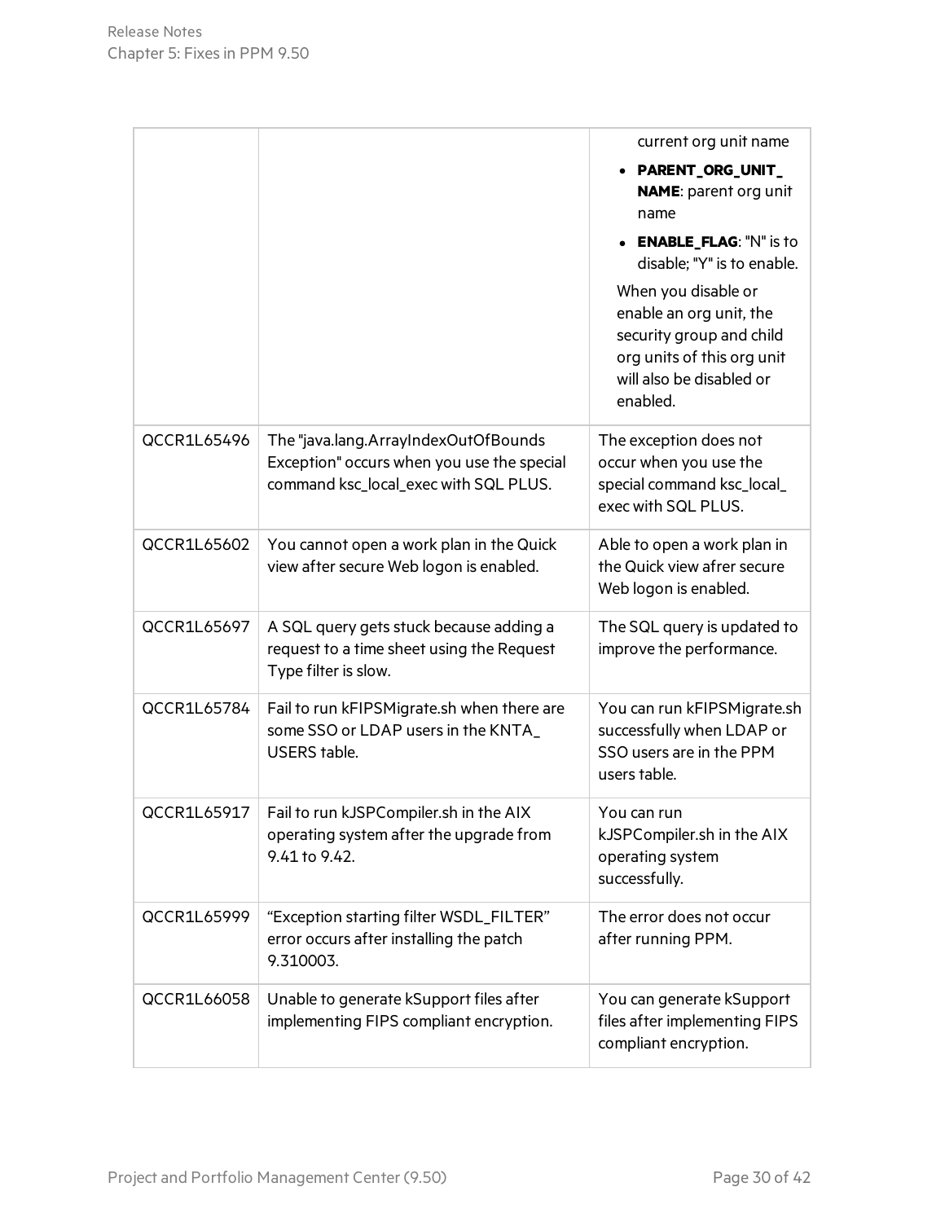| | | |
|---|---|---|
| | | current org unit name<br>• **PARENT_ORG_UNIT_NAME**: parent org unit name<br>• **ENABLE_FLAG**: "N" is to disable; "Y" is to enable.<br>When you disable or enable an org unit, the security group and child org units of this org unit will also be disabled or enabled. |
| QCCR1L65496 | The "java.lang.ArrayIndexOutOfBounds Exception" occurs when you use the special command ksc_local_exec with SQL PLUS. | The exception does not occur when you use the special command ksc_local_exec with SQL PLUS. |
| QCCR1L65602 | You cannot open a work plan in the Quick view after secure Web logon is enabled. | Able to open a work plan in the Quick view afrer secure Web logon is enabled. |
| QCCR1L65697 | A SQL query gets stuck because adding a request to a time sheet using the Request Type filter is slow. | The SQL query is updated to improve the performance. |
| QCCR1L65784 | Fail to run kFIPSMigrate.sh when there are some SSO or LDAP users in the KNTA_USERS table. | You can run kFIPSMigrate.sh successfully when LDAP or SSO users are in the PPM users table. |
| QCCR1L65917 | Fail to run kJSPCompiler.sh in the AIX operating system after the upgrade from 9.41 to 9.42. | You can run kJSPCompiler.sh in the AIX operating system successfully. |
| QCCR1L65999 | “Exception starting filter WSDL_FILTER” error occurs after installing the patch 9.310003. | The error does not occur after running PPM. |
| QCCR1L66058 | Unable to generate kSupport files after implementing FIPS compliant encryption. | You can generate kSupport files after implementing FIPS compliant encryption. |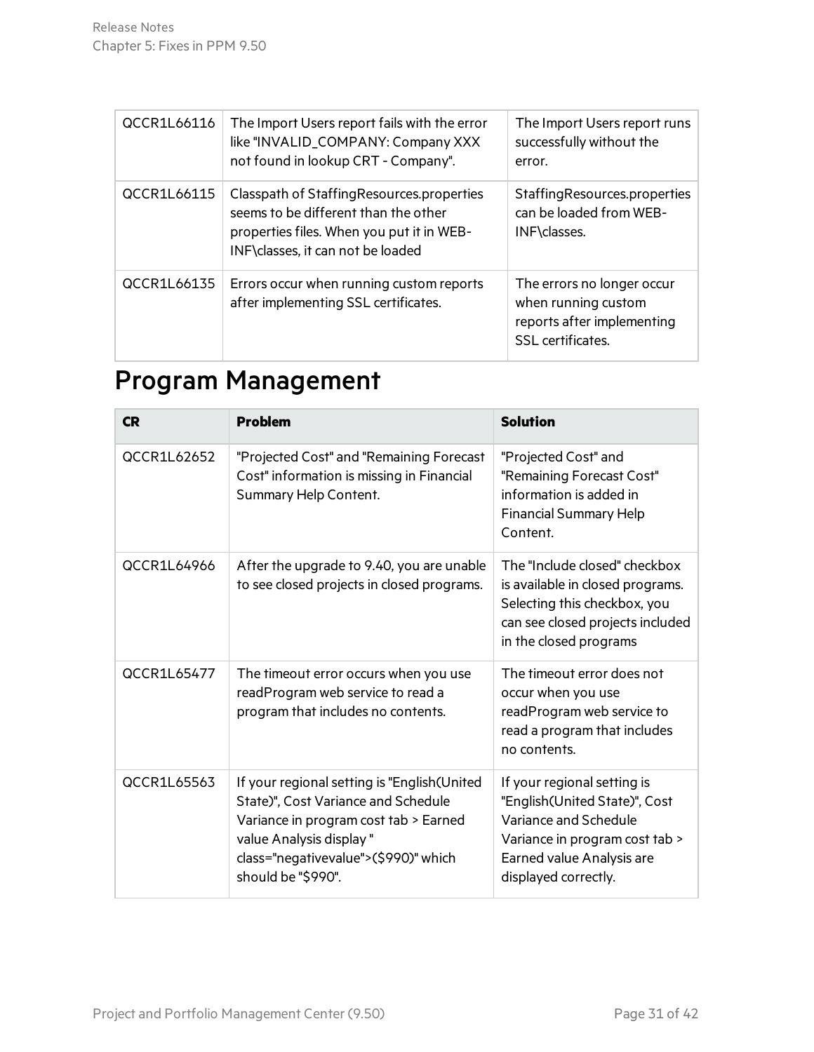| | | |
|---|---|---|
| QCCR1L66116 | The Import Users report fails with the error like "INVALID_COMPANY: Company XXX not found in lookup CRT - Company". | The Import Users report runs successfully without the error. |
| QCCR1L66115 | Classpath of StaffingResources.properties seems to be different than the other properties files. When you put it in WEB-INF\classes, it can not be loaded | StaffingResources.properties can be loaded from WEB-INF\classes. |
| QCCR1L66135 | Errors occur when running custom reports after implementing SSL certificates. | The errors no longer occur when running custom reports after implementing SSL certificates. |

# Program Management

| CR | Problem | Solution |
|---|---|---|
| QCCR1L62652 | "Projected Cost" and "Remaining Forecast Cost" information is missing in Financial Summary Help Content. | "Projected Cost" and "Remaining Forecast Cost" information is added in Financial Summary Help Content. |
| QCCR1L64966 | After the upgrade to 9.40, you are unable to see closed projects in closed programs. | The "Include closed" checkbox is available in closed programs. Selecting this checkbox, you can see closed projects included in the closed programs |
| QCCR1L65477 | The timeout error occurs when you use readProgram web service to read a program that includes no contents. | The timeout error does not occur when you use readProgram web service to read a program that includes no contents. |
| QCCR1L65563 | If your regional setting is "English(United State)", Cost Variance and Schedule Variance in program cost tab > Earned value Analysis display " class="negativevalue">($990)" which should be "$990". | If your regional setting is "English(United State)", Cost Variance and Schedule Variance in program cost tab > Earned value Analysis are displayed correctly. |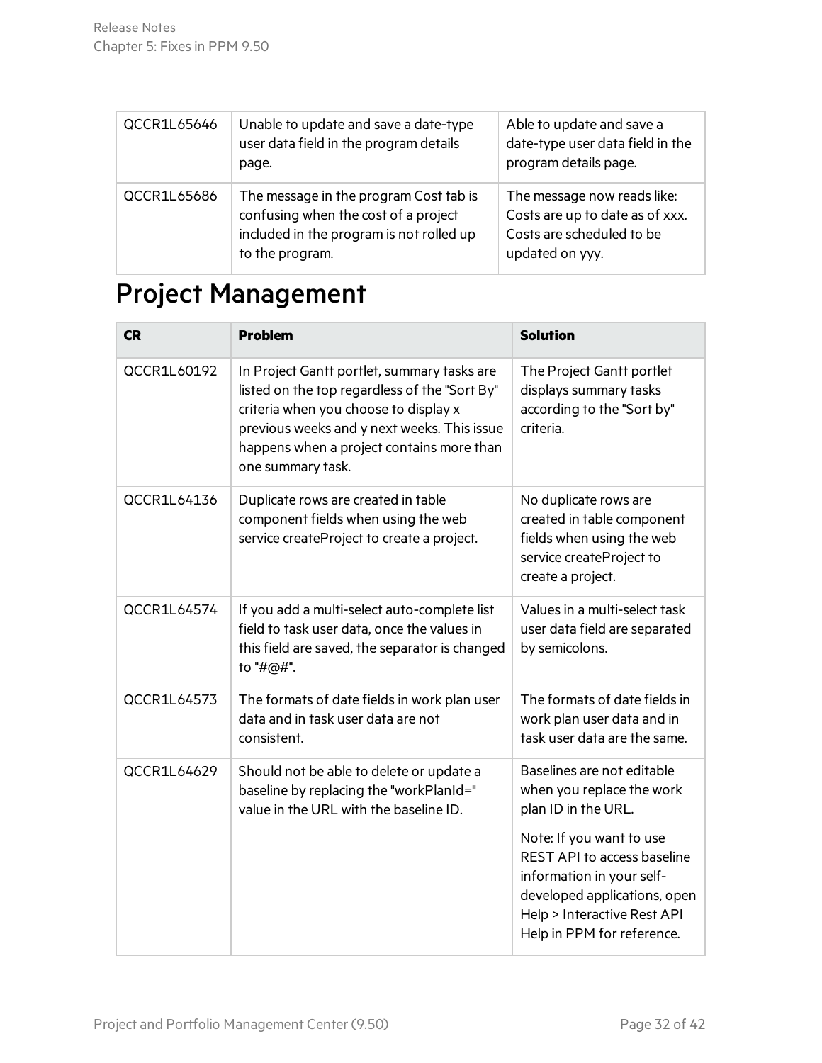| | | |
|---|---|---|
| QCCR1L65646 | Unable to update and save a date-type user data field in the program details page. | Able to update and save a date-type user data field in the program details page. |
| QCCR1L65686 | The message in the program Cost tab is confusing when the cost of a project included in the program is not rolled up to the program. | The message now reads like: Costs are up to date as of xxx. Costs are scheduled to be updated on yyy. |

# Project Management

| CR | Problem | Solution |
|---|---|---|
| QCCR1L60192 | In Project Gantt portlet, summary tasks are listed on the top regardless of the "Sort By" criteria when you choose to display x previous weeks and y next weeks. This issue happens when a project contains more than one summary task. | The Project Gantt portlet displays summary tasks according to the "Sort by" criteria. |
| QCCR1L64136 | Duplicate rows are created in table component fields when using the web service createProject to create a project. | No duplicate rows are created in table component fields when using the web service createProject to create a project. |
| QCCR1L64574 | If you add a multi-select auto-complete list field to task user data, once the values in this field are saved, the separator is changed to "#@#". | Values in a multi-select task user data field are separated by semicolons. |
| QCCR1L64573 | The formats of date fields in work plan user data and in task user data are not consistent. | The formats of date fields in work plan user data and in task user data are the same. |
| QCCR1L64629 | Should not be able to delete or update a baseline by replacing the "workPlanId=" value in the URL with the baseline ID. | Baselines are not editable when you replace the work plan ID in the URL.<br><br>Note: If you want to use REST API to access baseline information in your self-developed applications, open Help > Interactive Rest API Help in PPM for reference. |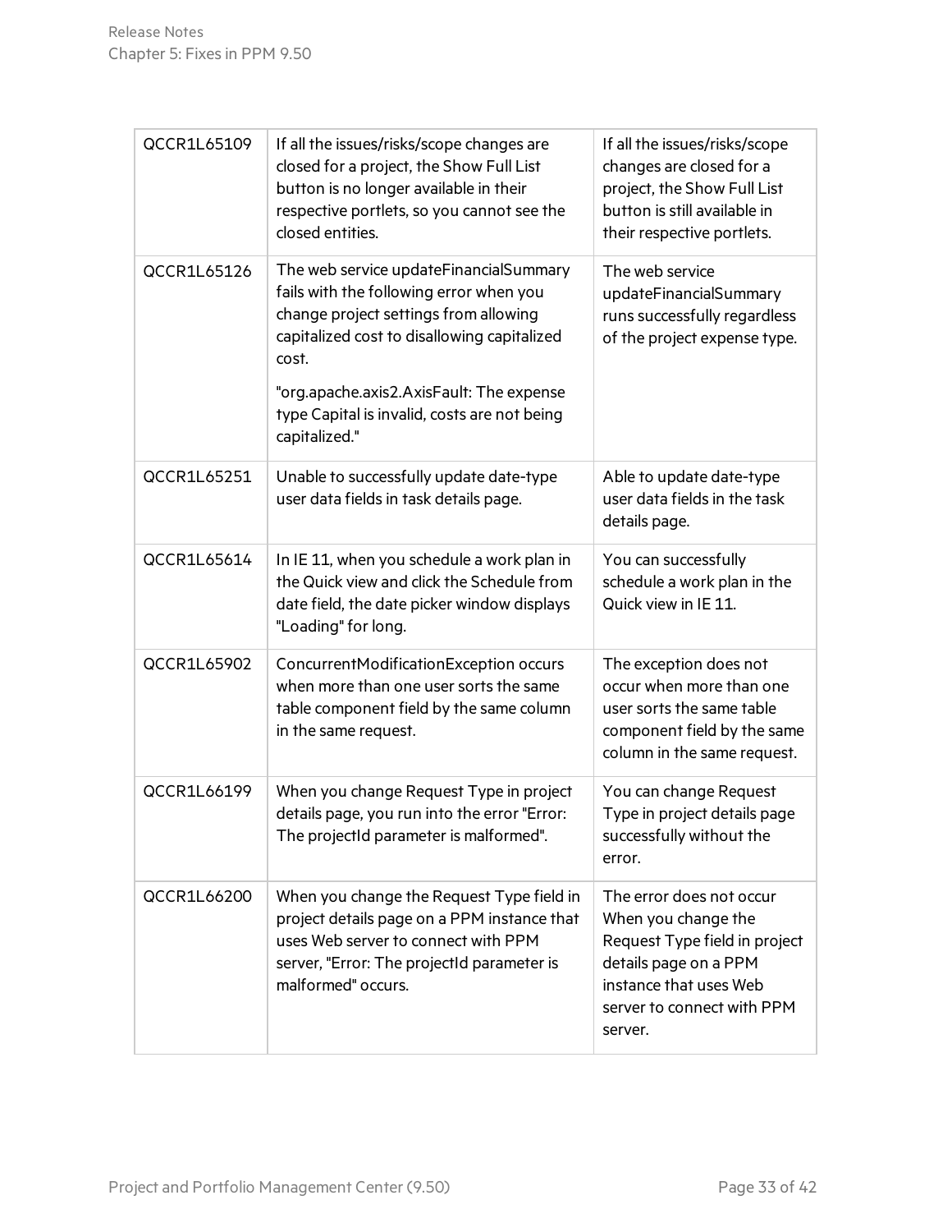| | | |
|---|---|---|
| QCCR1L65109 | If all the issues/risks/scope changes are closed for a project, the Show Full List button is no longer available in their respective portlets, so you cannot see the closed entities. | If all the issues/risks/scope changes are closed for a project, the Show Full List button is still available in their respective portlets. |
| QCCR1L65126 | The web service updateFinancialSummary fails with the following error when you change project settings from allowing capitalized cost to disallowing capitalized cost.<br><br>"org.apache.axis2.AxisFault: The expense type Capital is invalid, costs are not being capitalized." | The web service updateFinancialSummary runs successfully regardless of the project expense type. |
| QCCR1L65251 | Unable to successfully update date-type user data fields in task details page. | Able to update date-type user data fields in the task details page. |
| QCCR1L65614 | In IE 11, when you schedule a work plan in the Quick view and click the Schedule from date field, the date picker window displays "Loading" for long. | You can successfully schedule a work plan in the Quick view in IE 11. |
| QCCR1L65902 | ConcurrentModificationException occurs when more than one user sorts the same table component field by the same column in the same request. | The exception does not occur when more than one user sorts the same table component field by the same column in the same request. |
| QCCR1L66199 | When you change Request Type in project details page, you run into the error "Error: The projectId parameter is malformed". | You can change Request Type in project details page successfully without the error. |
| QCCR1L66200 | When you change the Request Type field in project details page on a PPM instance that uses Web server to connect with PPM server, "Error: The projectId parameter is malformed" occurs. | The error does not occur When you change the Request Type field in project details page on a PPM instance that uses Web server to connect with PPM server. |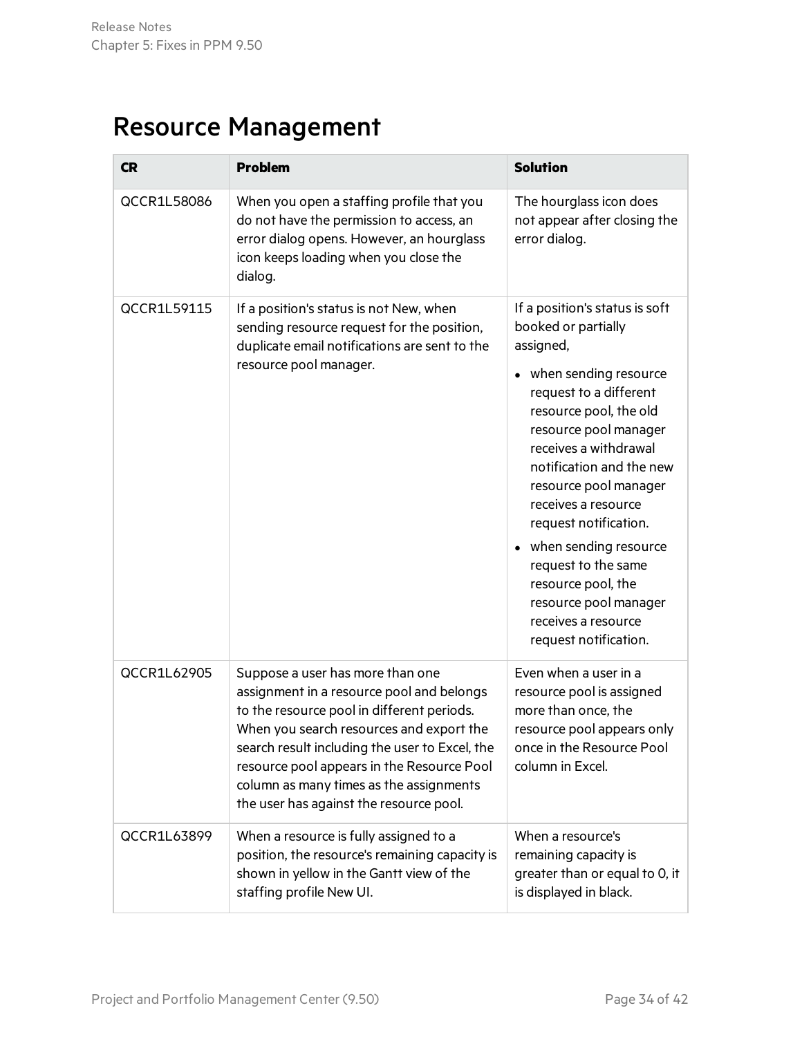# Resource Management

| CR | Problem | Solution |
| --- | --- | --- |
| QCCR1L58086 | When you open a staffing profile that you do not have the permission to access, an error dialog opens. However, an hourglass icon keeps loading when you close the dialog. | The hourglass icon does not appear after closing the error dialog. |
| QCCR1L59115 | If a position's status is not New, when sending resource request for the position, duplicate email notifications are sent to the resource pool manager. | If a position's status is soft booked or partially assigned,<br>• when sending resource request to a different resource pool, the old resource pool manager receives a withdrawal notification and the new resource pool manager receives a resource request notification.<br>• when sending resource request to the same resource pool, the resource pool manager receives a resource request notification. |
| QCCR1L62905 | Suppose a user has more than one assignment in a resource pool and belongs to the resource pool in different periods. When you search resources and export the search result including the user to Excel, the resource pool appears in the Resource Pool column as many times as the assignments the user has against the resource pool. | Even when a user in a resource pool is assigned more than once, the resource pool appears only once in the Resource Pool column in Excel. |
| QCCR1L63899 | When a resource is fully assigned to a position, the resource's remaining capacity is shown in yellow in the Gantt view of the staffing profile New UI. | When a resource's remaining capacity is greater than or equal to 0, it is displayed in black. |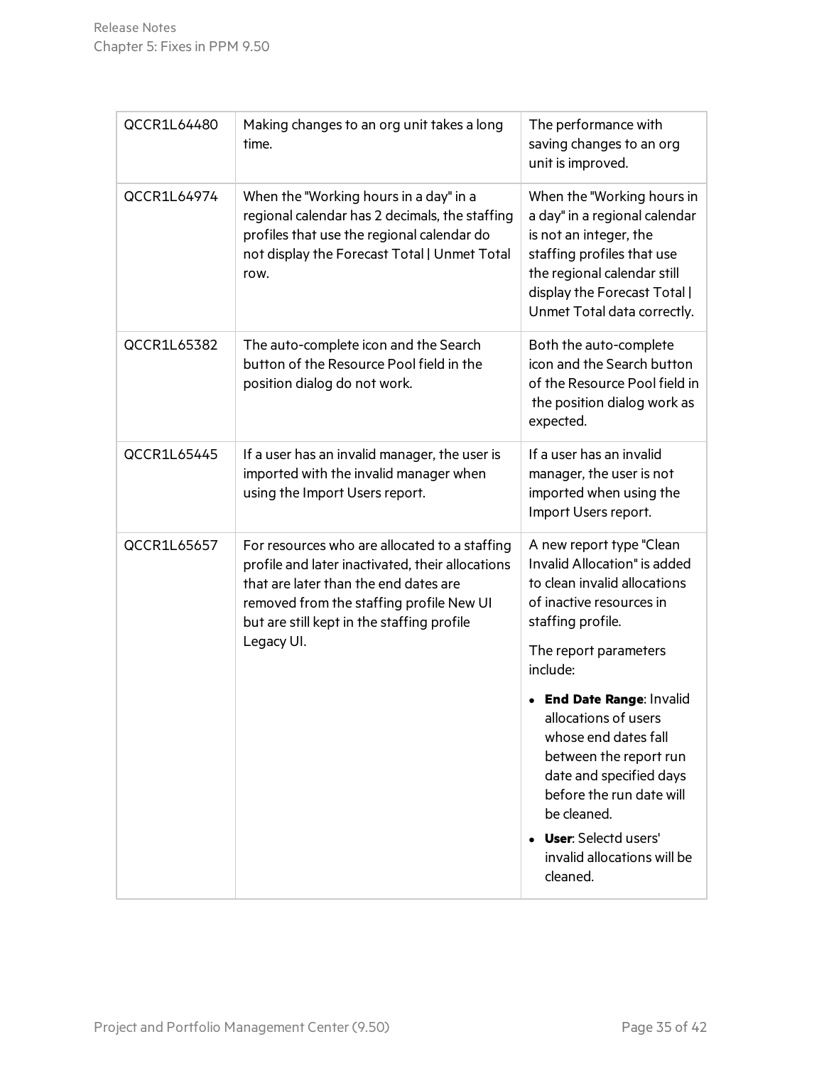| QCCR1L64480 | Making changes to an org unit takes a long time. | The performance with saving changes to an org unit is improved. |
|---|---|---|
| QCCR1L64974 | When the "Working hours in a day" in a regional calendar has 2 decimals, the staffing profiles that use the regional calendar do not display the Forecast Total \| Unmet Total row. | When the "Working hours in a day" in a regional calendar is not an integer, the staffing profiles that use the regional calendar still display the Forecast Total \| Unmet Total data correctly. |
| QCCR1L65382 | The auto-complete icon and the Search button of the Resource Pool field in the position dialog do not work. | Both the auto-complete icon and the Search button of the Resource Pool field in the position dialog work as expected. |
| QCCR1L65445 | If a user has an invalid manager, the user is imported with the invalid manager when using the Import Users report. | If a user has an invalid manager, the user is not imported when using the Import Users report. |
| QCCR1L65657 | For resources who are allocated to a staffing profile and later inactivated, their allocations that are later than the end dates are removed from the staffing profile New UI but are still kept in the staffing profile Legacy UI. | A new report type "Clean Invalid Allocation" is added to clean invalid allocations of inactive resources in staffing profile.<br><br>The report parameters include:<br><br>• **End Date Range**: Invalid allocations of users whose end dates fall between the report run date and specified days before the run date will be cleaned.<br>• **User**: Selectd users' invalid allocations will be cleaned. |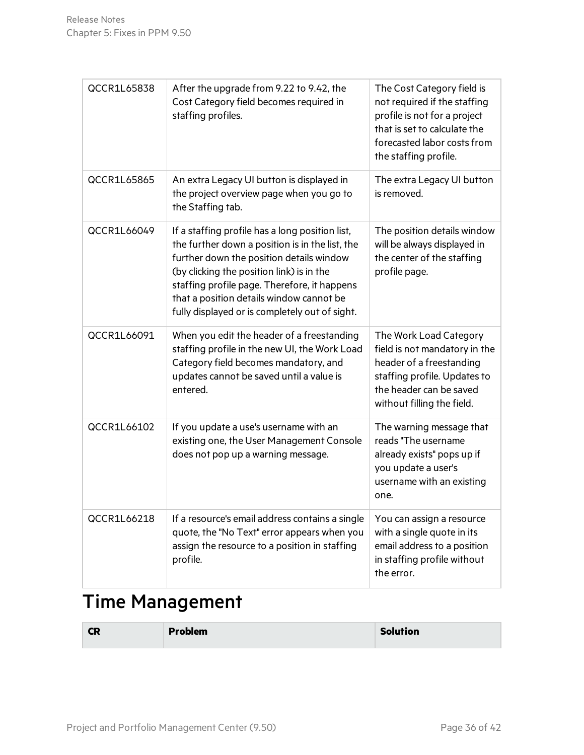| | | |
|---|---|---|
| QCCR1L65838 | After the upgrade from 9.22 to 9.42, the Cost Category field becomes required in staffing profiles. | The Cost Category field is not required if the staffing profile is not for a project that is set to calculate the forecasted labor costs from the staffing profile. |
| QCCR1L65865 | An extra Legacy UI button is displayed in the project overview page when you go to the Staffing tab. | The extra Legacy UI button is removed. |
| QCCR1L66049 | If a staffing profile has a long position list, the further down a position is in the list, the further down the position details window (by clicking the position link) is in the staffing profile page. Therefore, it happens that a position details window cannot be fully displayed or is completely out of sight. | The position details window will be always displayed in the center of the staffing profile page. |
| QCCR1L66091 | When you edit the header of a freestanding staffing profile in the new UI, the Work Load Category field becomes mandatory, and updates cannot be saved until a value is entered. | The Work Load Category field is not mandatory in the header of a freestanding staffing profile. Updates to the header can be saved without filling the field. |
| QCCR1L66102 | If you update a use's username with an existing one, the User Management Console does not pop up a warning message. | The warning message that reads "The username already exists" pops up if you update a user's username with an existing one. |
| QCCR1L66218 | If a resource's email address contains a single quote, the "No Text" error appears when you assign the resource to a position in staffing profile. | You can assign a resource with a single quote in its email address to a position in staffing profile without the error. |

# Time Management

| CR | Problem | Solution |
|---|---|---|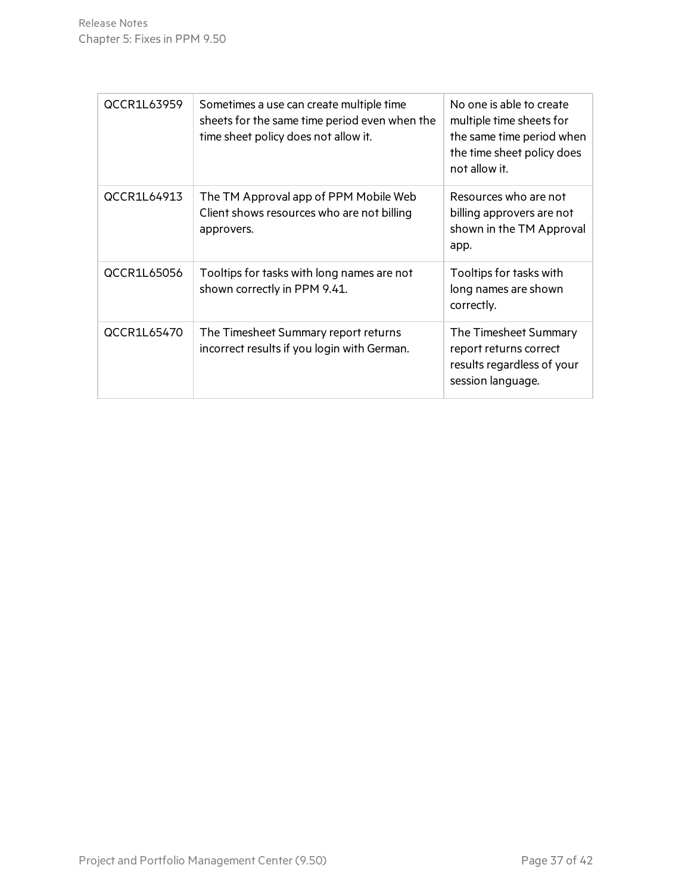| QCCR1L63959 | Sometimes a use can create multiple time sheets for the same time period even when the time sheet policy does not allow it. | No one is able to create multiple time sheets for the same time period when the time sheet policy does not allow it. |
|---|---|---|
| QCCR1L64913 | The TM Approval app of PPM Mobile Web Client shows resources who are not billing approvers. | Resources who are not billing approvers are not shown in the TM Approval app. |
| QCCR1L65056 | Tooltips for tasks with long names are not shown correctly in PPM 9.41. | Tooltips for tasks with long names are shown correctly. |
| QCCR1L65470 | The Timesheet Summary report returns incorrect results if you login with German. | The Timesheet Summary report returns correct results regardless of your session language. |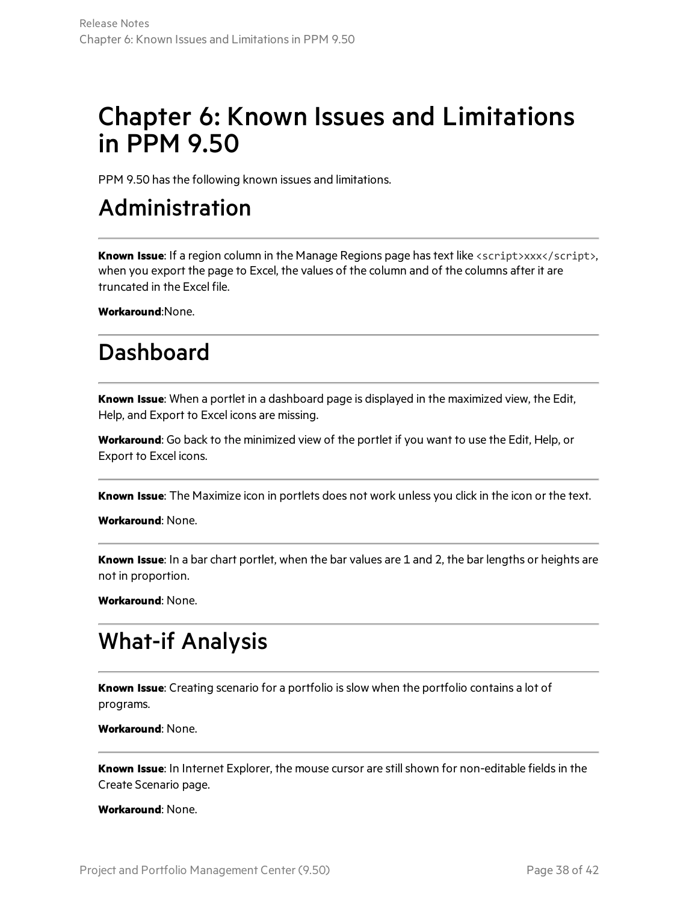# Chapter 6: Known Issues and Limitations in PPM 9.50

PPM 9.50 has the following known issues and limitations.

## Administration

---

**Known Issue**: If a region column in the Manage Regions page has text like `<script>xxx</script>`, when you export the page to Excel, the values of the column and of the columns after it are truncated in the Excel file.

**Workaround**:None.

## Dashboard

---

**Known Issue**: When a portlet in a dashboard page is displayed in the maximized view, the Edit, Help, and Export to Excel icons are missing.

**Workaround**: Go back to the minimized view of the portlet if you want to use the Edit, Help, or Export to Excel icons.

---

**Known Issue**: The Maximize icon in portlets does not work unless you click in the icon or the text.

**Workaround**: None.

---

**Known Issue**: In a bar chart portlet, when the bar values are 1 and 2, the bar lengths or heights are not in proportion.

**Workaround**: None.

## What-if Analysis

---

**Known Issue**: Creating scenario for a portfolio is slow when the portfolio contains a lot of programs.

**Workaround**: None.

---

**Known Issue**: In Internet Explorer, the mouse cursor are still shown for non-editable fields in the Create Scenario page.

**Workaround**: None.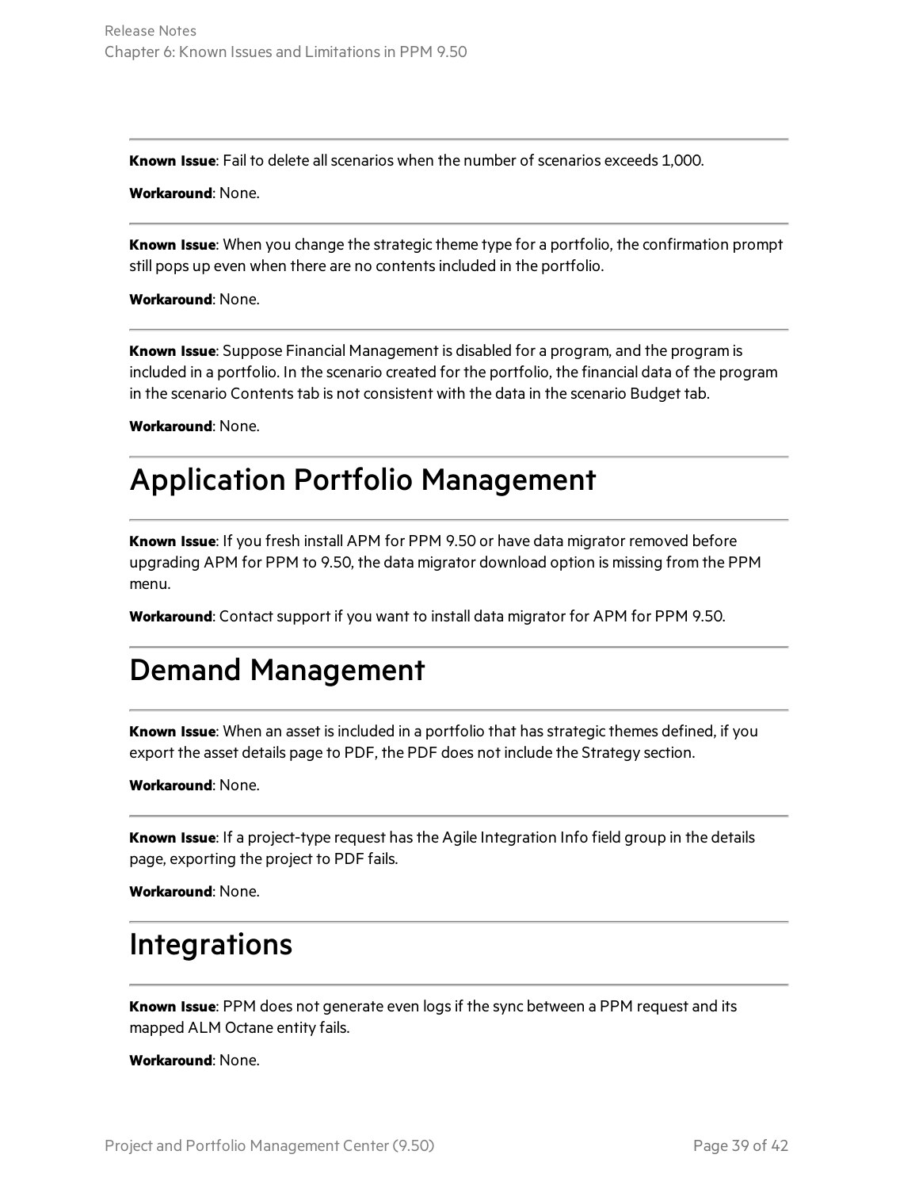**Known Issue**: Fail to delete all scenarios when the number of scenarios exceeds 1,000.

**Workaround**: None.

---

**Known Issue**: When you change the strategic theme type for a portfolio, the confirmation prompt still pops up even when there are no contents included in the portfolio.

**Workaround**: None.

---

**Known Issue**: Suppose Financial Management is disabled for a program, and the program is included in a portfolio. In the scenario created for the portfolio, the financial data of the program in the scenario Contents tab is not consistent with the data in the scenario Budget tab.

**Workaround**: None.

# Application Portfolio Management

**Known Issue**: If you fresh install APM for PPM 9.50 or have data migrator removed before upgrading APM for PPM to 9.50, the data migrator download option is missing from the PPM menu.

**Workaround**: Contact support if you want to install data migrator for APM for PPM 9.50.

# Demand Management

**Known Issue**: When an asset is included in a portfolio that has strategic themes defined, if you export the asset details page to PDF, the PDF does not include the Strategy section.

**Workaround**: None.

---

**Known Issue**: If a project-type request has the Agile Integration Info field group in the details page, exporting the project to PDF fails.

**Workaround**: None.

# Integrations

**Known Issue**: PPM does not generate even logs if the sync between a PPM request and its mapped ALM Octane entity fails.

**Workaround**: None.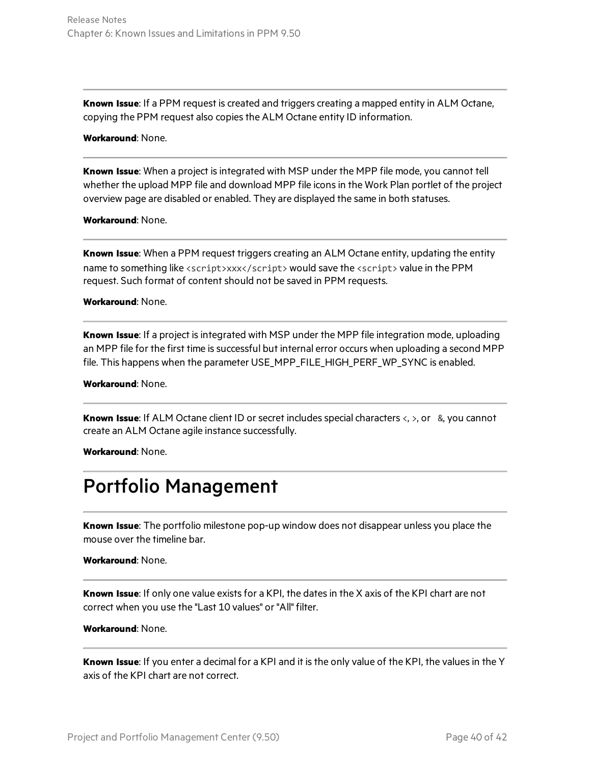**Known Issue**: If a PPM request is created and triggers creating a mapped entity in ALM Octane, copying the PPM request also copies the ALM Octane entity ID information.

**Workaround**: None.

---

**Known Issue**: When a project is integrated with MSP under the MPP file mode, you cannot tell whether the upload MPP file and download MPP file icons in the Work Plan portlet of the project overview page are disabled or enabled. They are displayed the same in both statuses.

**Workaround**: None.

---

**Known Issue**: When a PPM request triggers creating an ALM Octane entity, updating the entity name to something like `<script>xxx</script>` would save the `<script>` value in the PPM request. Such format of content should not be saved in PPM requests.

**Workaround**: None.

---

**Known Issue**: If a project is integrated with MSP under the MPP file integration mode, uploading an MPP file for the first time is successful but internal error occurs when uploading a second MPP file. This happens when the parameter USE_MPP_FILE_HIGH_PERF_WP_SYNC is enabled.

**Workaround**: None.

---

**Known Issue**: If ALM Octane client ID or secret includes special characters `<`, `>`, or `&`, you cannot create an ALM Octane agile instance successfully.

**Workaround**: None.

# Portfolio Management

**Known Issue**: The portfolio milestone pop-up window does not disappear unless you place the mouse over the timeline bar.

**Workaround**: None.

---

**Known Issue**: If only one value exists for a KPI, the dates in the X axis of the KPI chart are not correct when you use the "Last 10 values" or "All" filter.

**Workaround**: None.

---

**Known Issue**: If you enter a decimal for a KPI and it is the only value of the KPI, the values in the Y axis of the KPI chart are not correct.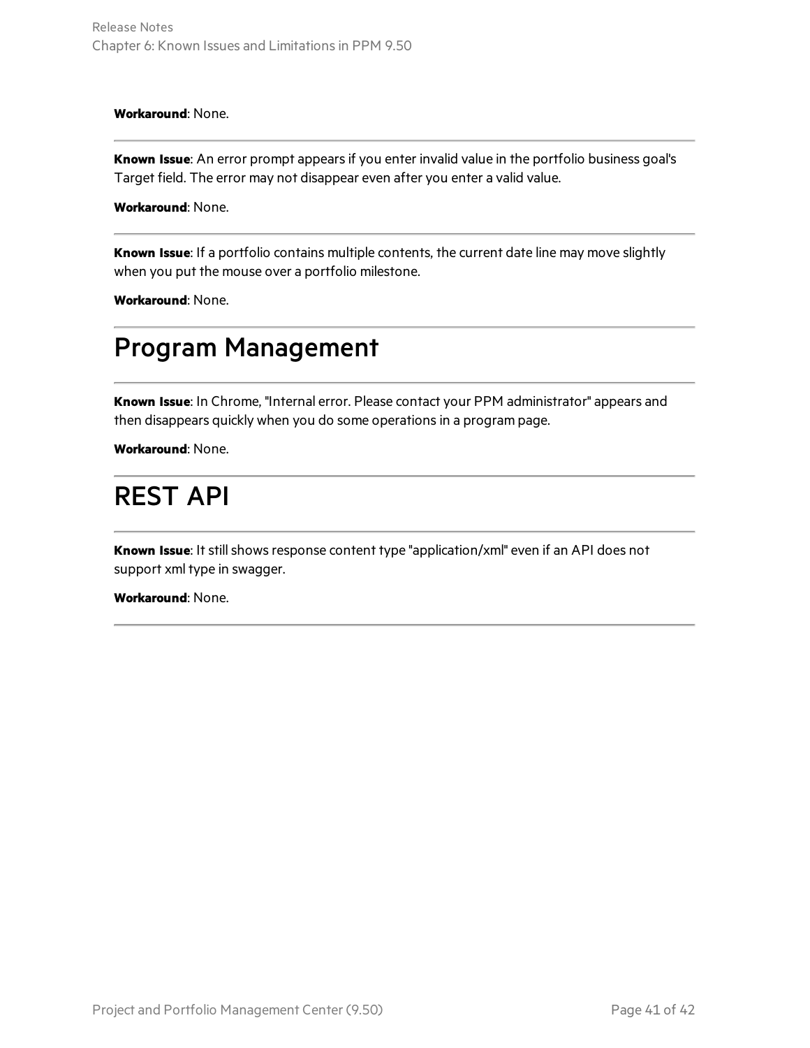**Workaround**: None.

---

**Known Issue**: An error prompt appears if you enter invalid value in the portfolio business goal's Target field. The error may not disappear even after you enter a valid value.

**Workaround**: None.

---

**Known Issue**: If a portfolio contains multiple contents, the current date line may move slightly when you put the mouse over a portfolio milestone.

**Workaround**: None.

---

# Program Management

---

**Known Issue**: In Chrome, "Internal error. Please contact your PPM administrator" appears and then disappears quickly when you do some operations in a program page.

**Workaround**: None.

---

# REST API

---

**Known Issue**: It still shows response content type "application/xml" even if an API does not support xml type in swagger.

**Workaround**: None.

---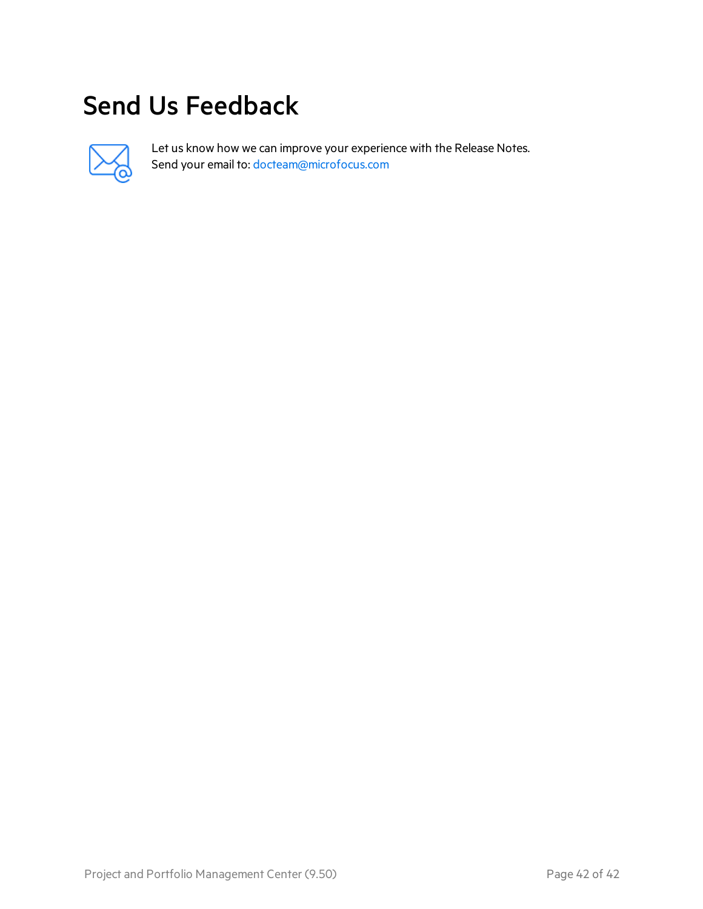# Send Us Feedback

Let us know how we can improve your experience with the Release Notes.
Send your email to: docteam@microfocus.com